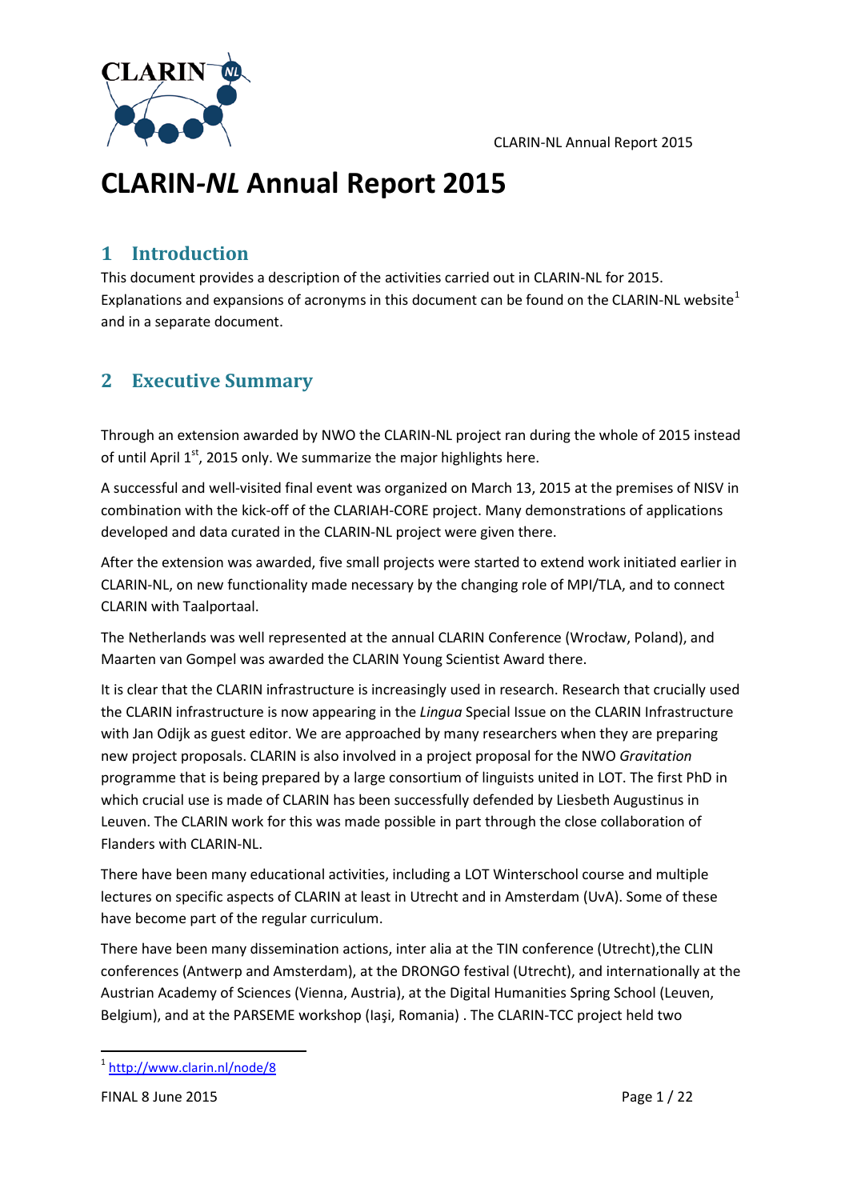// CLARIN-NL Annual Report 2015

# CLARIN-*NL* Annual Report 2015

## 1 Introduction

This document provides a description of the activities carried out in CLARIN-NL for 2015. Explanations and expansions of acronyms in this document can be found on the CLARIN-NL website[1] and in a separate document.

## 2 Executive Summary

Through an extension awarded by NWO the CLARIN-NL project ran during the whole of 2015 instead of until April 1st, 2015 only. We summarize the major highlights here.

A successful and well-visited final event was organized on March 13, 2015 at the premises of NISV in combination with the kick-off of the CLARIAH-CORE project. Many demonstrations of applications developed and data curated in the CLARIN-NL project were given there.

After the extension was awarded, five small projects were started to extend work initiated earlier in CLARIN-NL, on new functionality made necessary by the changing role of MPI/TLA, and to connect CLARIN with Taalportaal.

The Netherlands was well represented at the annual CLARIN Conference (Wrocław, Poland), and Maarten van Gompel was awarded the CLARIN Young Scientist Award there.

It is clear that the CLARIN infrastructure is increasingly used in research. Research that crucially used the CLARIN infrastructure is now appearing in the *Lingua* Special Issue on the CLARIN Infrastructure with Jan Odijk as guest editor. We are approached by many researchers when they are preparing new project proposals. CLARIN is also involved in a project proposal for the NWO *Gravitation* programme that is being prepared by a large consortium of linguists united in LOT. The first PhD in which crucial use is made of CLARIN has been successfully defended by Liesbeth Augustinus in Leuven. The CLARIN work for this was made possible in part through the close collaboration of Flanders with CLARIN-NL.

There have been many educational activities, including a LOT Winterschool course and multiple lectures on specific aspects of CLARIN at least in Utrecht and in Amsterdam (UvA). Some of these have become part of the regular curriculum.

There have been many dissemination actions, inter alia at the TIN conference (Utrecht),the CLIN conferences (Antwerp and Amsterdam), at the DRONGO festival (Utrecht), and internationally at the Austrian Academy of Sciences (Vienna, Austria), at the Digital Humanities Spring School (Leuven, Belgium), and at the PARSEME workshop (Iaşi, Romania) . The CLARIN-TCC project held two

[1] http://www.clarin.nl/node/8

FINAL 8 June 2015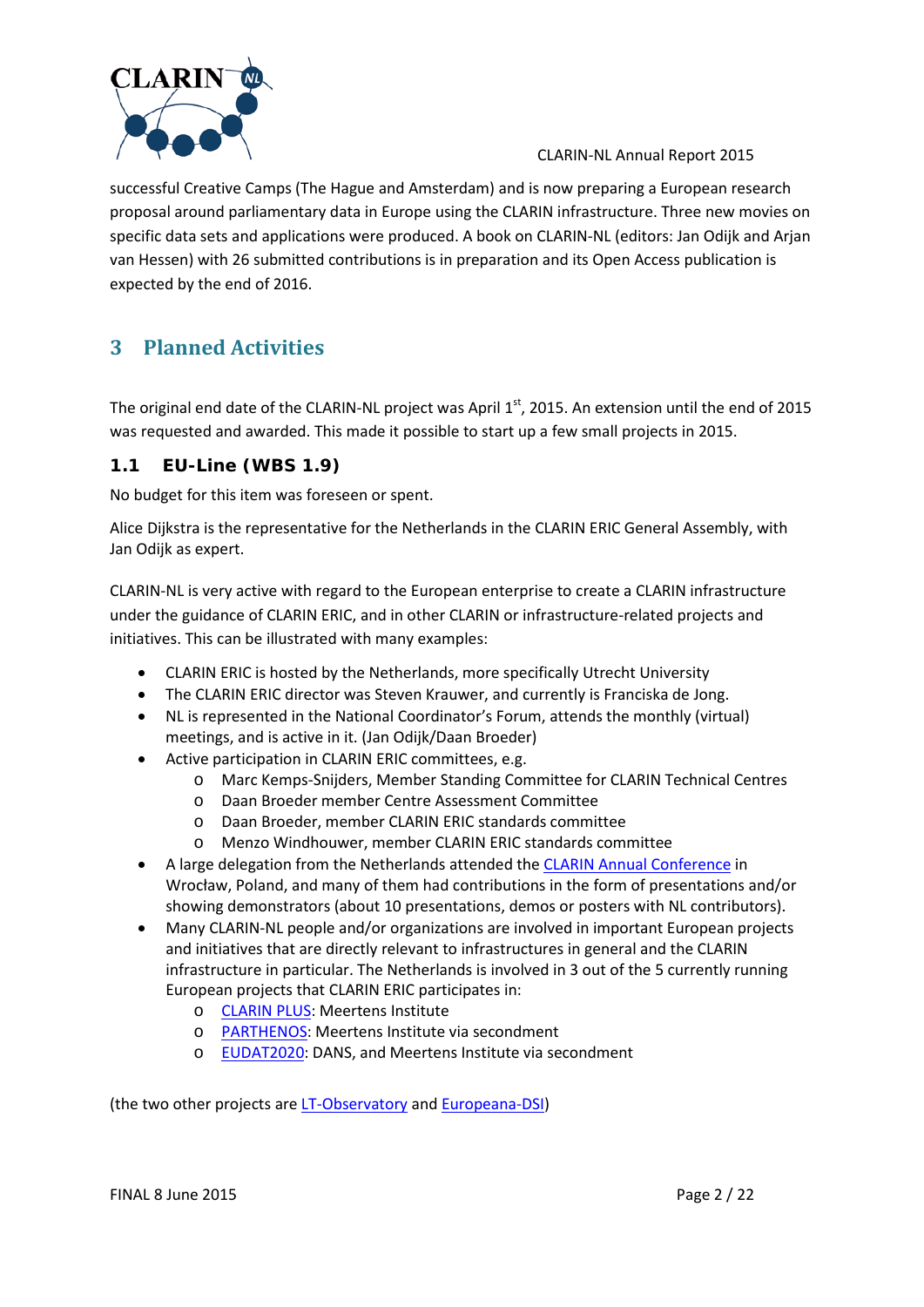successful Creative Camps (The Hague and Amsterdam) and is now preparing a European research proposal around parliamentary data in Europe using the CLARIN infrastructure. Three new movies on specific data sets and applications were produced. A book on CLARIN-NL (editors: Jan Odijk and Arjan van Hessen) with 26 submitted contributions is in preparation and its Open Access publication is expected by the end of 2016.

# 3 Planned Activities

The original end date of the CLARIN-NL project was April 1st, 2015. An extension until the end of 2015 was requested and awarded. This made it possible to start up a few small projects in 2015.

## 1.1 EU-Line (WBS 1.9)

No budget for this item was foreseen or spent.

Alice Dijkstra is the representative for the Netherlands in the CLARIN ERIC General Assembly, with Jan Odijk as expert.

CLARIN-NL is very active with regard to the European enterprise to create a CLARIN infrastructure under the guidance of CLARIN ERIC, and in other CLARIN or infrastructure-related projects and initiatives. This can be illustrated with many examples:

- CLARIN ERIC is hosted by the Netherlands, more specifically Utrecht University
- The CLARIN ERIC director was Steven Krauwer, and currently is Franciska de Jong.
- NL is represented in the National Coordinator's Forum, attends the monthly (virtual) meetings, and is active in it. (Jan Odijk/Daan Broeder)
- Active participation in CLARIN ERIC committees, e.g.
    - Marc Kemps-Snijders, Member Standing Committee for CLARIN Technical Centres
    - Daan Broeder member Centre Assessment Committee
    - Daan Broeder, member CLARIN ERIC standards committee
    - Menzo Windhouwer, member CLARIN ERIC standards committee
- A large delegation from the Netherlands attended the CLARIN Annual Conference in Wrocław, Poland, and many of them had contributions in the form of presentations and/or showing demonstrators (about 10 presentations, demos or posters with NL contributors).
- Many CLARIN-NL people and/or organizations are involved in important European projects and initiatives that are directly relevant to infrastructures in general and the CLARIN infrastructure in particular. The Netherlands is involved in 3 out of the 5 currently running European projects that CLARIN ERIC participates in:
    - CLARIN PLUS: Meertens Institute
    - PARTHENOS: Meertens Institute via secondment
    - EUDAT2020: DANS, and Meertens Institute via secondment

(the two other projects are LT-Observatory and Europeana-DSI)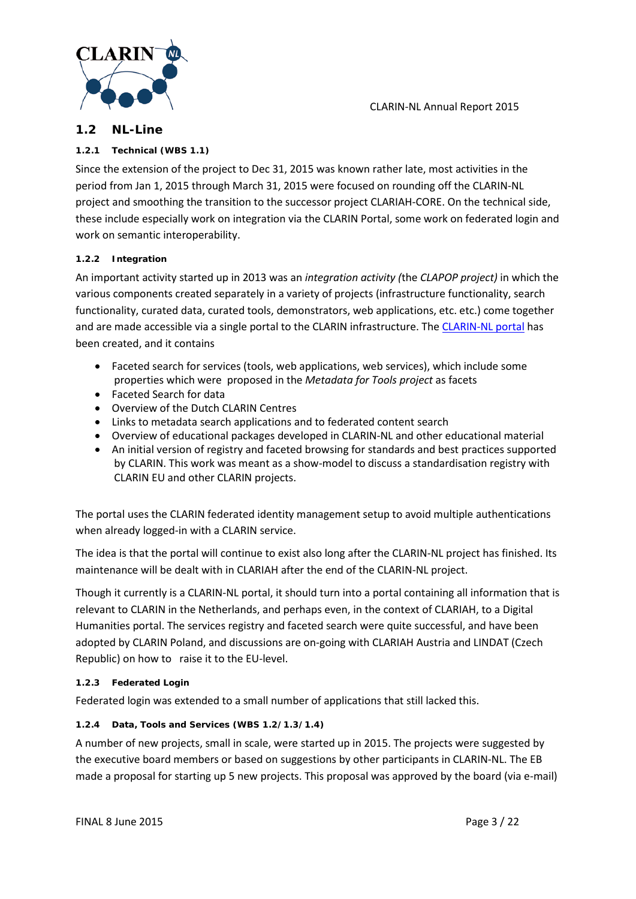## 1.2 NL-Line

### 1.2.1 Technical (WBS 1.1)

Since the extension of the project to Dec 31, 2015 was known rather late, most activities in the period from Jan 1, 2015 through March 31, 2015 were focused on rounding off the CLARIN-NL project and smoothing the transition to the successor project CLARIAH-CORE. On the technical side, these include especially work on integration via the CLARIN Portal, some work on federated login and work on semantic interoperability.

### 1.2.2 Integration

An important activity started up in 2013 was an *integration activity (*the *CLAPOP project)* in which the various components created separately in a variety of projects (infrastructure functionality, search functionality, curated data, curated tools, demonstrators, web applications, etc. etc.) come together and are made accessible via a single portal to the CLARIN infrastructure. The CLARIN-NL portal has been created, and it contains

- Faceted search for services (tools, web applications, web services), which include some properties which were proposed in the *Metadata for Tools project* as facets
- Faceted Search for data
- Overview of the Dutch CLARIN Centres
- Links to metadata search applications and to federated content search
- Overview of educational packages developed in CLARIN-NL and other educational material
- An initial version of registry and faceted browsing for standards and best practices supported by CLARIN. This work was meant as a show-model to discuss a standardisation registry with CLARIN EU and other CLARIN projects.

The portal uses the CLARIN federated identity management setup to avoid multiple authentications when already logged-in with a CLARIN service.

The idea is that the portal will continue to exist also long after the CLARIN-NL project has finished. Its maintenance will be dealt with in CLARIAH after the end of the CLARIN-NL project.

Though it currently is a CLARIN-NL portal, it should turn into a portal containing all information that is relevant to CLARIN in the Netherlands, and perhaps even, in the context of CLARIAH, to a Digital Humanities portal. The services registry and faceted search were quite successful, and have been adopted by CLARIN Poland, and discussions are on-going with CLARIAH Austria and LINDAT (Czech Republic) on how to raise it to the EU-level.

### 1.2.3 Federated Login

Federated login was extended to a small number of applications that still lacked this.

### 1.2.4 Data, Tools and Services (WBS 1.2/1.3/1.4)

A number of new projects, small in scale, were started up in 2015. The projects were suggested by the executive board members or based on suggestions by other participants in CLARIN-NL. The EB made a proposal for starting up 5 new projects. This proposal was approved by the board (via e-mail)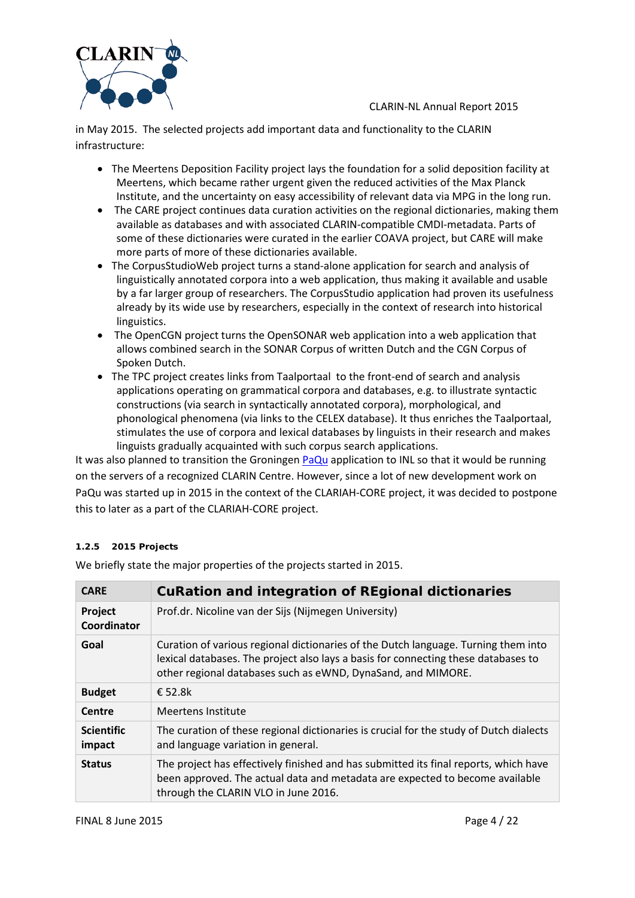in May 2015. The selected projects add important data and functionality to the CLARIN infrastructure:

- The Meertens Deposition Facility project lays the foundation for a solid deposition facility at Meertens, which became rather urgent given the reduced activities of the Max Planck Institute, and the uncertainty on easy accessibility of relevant data via MPG in the long run.
- The CARE project continues data curation activities on the regional dictionaries, making them available as databases and with associated CLARIN-compatible CMDI-metadata. Parts of some of these dictionaries were curated in the earlier COAVA project, but CARE will make more parts of more of these dictionaries available.
- The CorpusStudioWeb project turns a stand-alone application for search and analysis of linguistically annotated corpora into a web application, thus making it available and usable by a far larger group of researchers. The CorpusStudio application had proven its usefulness already by its wide use by researchers, especially in the context of research into historical linguistics.
- The OpenCGN project turns the OpenSONAR web application into a web application that allows combined search in the SONAR Corpus of written Dutch and the CGN Corpus of Spoken Dutch.
- The TPC project creates links from Taalportaal to the front-end of search and analysis applications operating on grammatical corpora and databases, e.g. to illustrate syntactic constructions (via search in syntactically annotated corpora), morphological, and phonological phenomena (via links to the CELEX database). It thus enriches the Taalportaal, stimulates the use of corpora and lexical databases by linguists in their research and makes linguists gradually acquainted with such corpus search applications.

It was also planned to transition the Groningen PaQu application to INL so that it would be running on the servers of a recognized CLARIN Centre. However, since a lot of new development work on PaQu was started up in 2015 in the context of the CLARIAH-CORE project, it was decided to postpone this to later as a part of the CLARIAH-CORE project.

#### 1.2.5 2015 Projects

We briefly state the major properties of the projects started in 2015.

| CARE | CuRation and integration of REgional dictionaries |
|---|---|
| **Project Coordinator** | Prof.dr. Nicoline van der Sijs (Nijmegen University) |
| **Goal** | Curation of various regional dictionaries of the Dutch language. Turning them into lexical databases. The project also lays a basis for connecting these databases to other regional databases such as eWND, DynaSand, and MIMORE. |
| **Budget** | € 52.8k |
| **Centre** | Meertens Institute |
| **Scientific impact** | The curation of these regional dictionaries is crucial for the study of Dutch dialects and language variation in general. |
| **Status** | The project has effectively finished and has submitted its final reports, which have been approved. The actual data and metadata are expected to become available through the CLARIN VLO in June 2016. |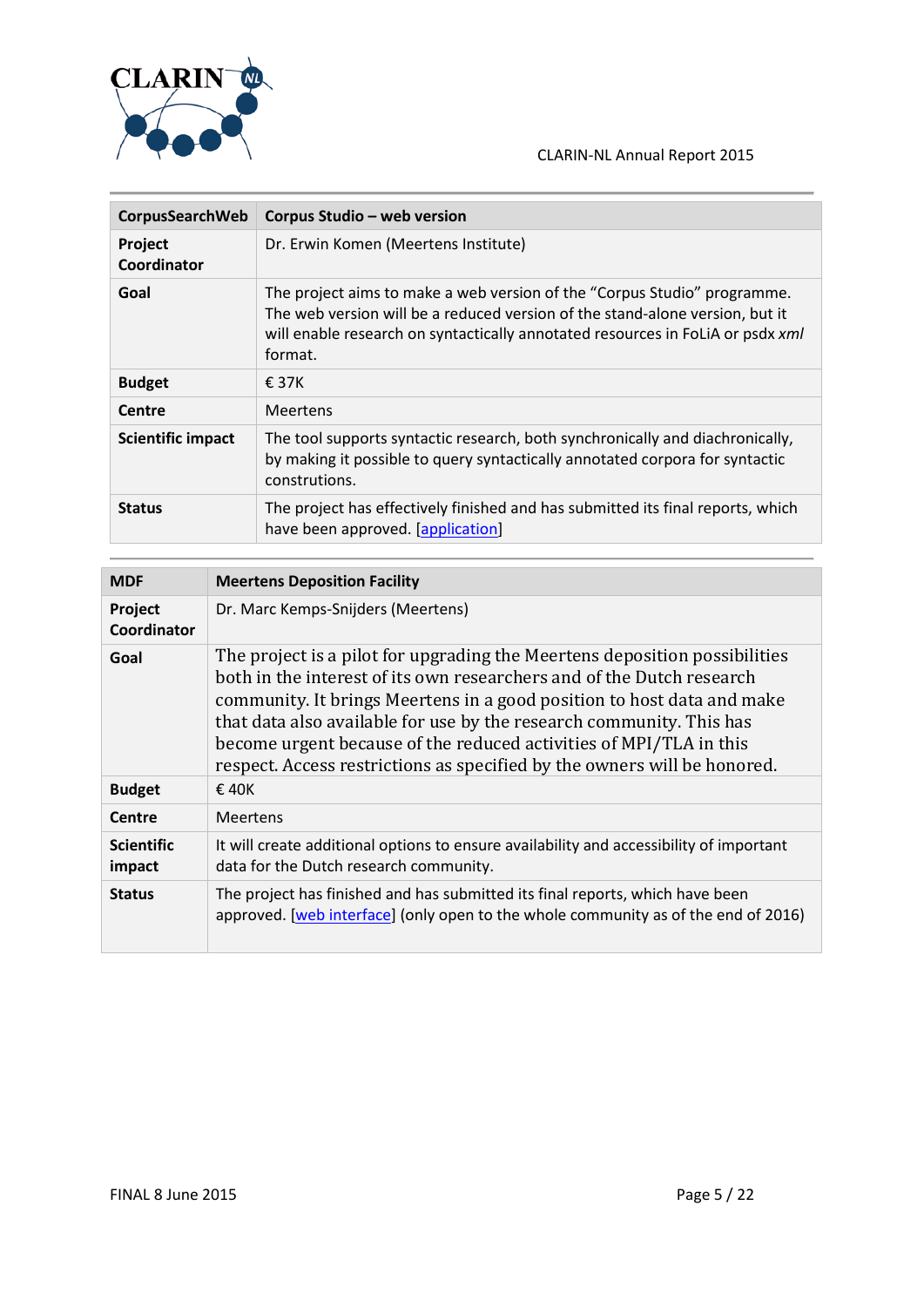| CorpusSearchWeb | Corpus Studio – web version |
|---|---|
| **Project Coordinator** | Dr. Erwin Komen (Meertens Institute) |
| **Goal** | The project aims to make a web version of the "Corpus Studio" programme. The web version will be a reduced version of the stand-alone version, but it will enable research on syntactically annotated resources in FoLiA or psdx *xml* format. |
| **Budget** | € 37K |
| **Centre** | Meertens |
| **Scientific impact** | The tool supports syntactic research, both synchronically and diachronically, by making it possible to query syntactically annotated corpora for syntactic construtions. |
| **Status** | The project has effectively finished and has submitted its final reports, which have been approved. [application] |

| MDF | Meertens Deposition Facility |
|---|---|
| **Project Coordinator** | Dr. Marc Kemps-Snijders (Meertens) |
| **Goal** | The project is a pilot for upgrading the Meertens deposition possibilities both in the interest of its own researchers and of the Dutch research community. It brings Meertens in a good position to host data and make that data also available for use by the research community. This has become urgent because of the reduced activities of MPI/TLA in this respect. Access restrictions as specified by the owners will be honored. |
| **Budget** | € 40K |
| **Centre** | Meertens |
| **Scientific impact** | It will create additional options to ensure availability and accessibility of important data for the Dutch research community. |
| **Status** | The project has finished and has submitted its final reports, which have been approved. [web interface] (only open to the whole community as of the end of 2016) |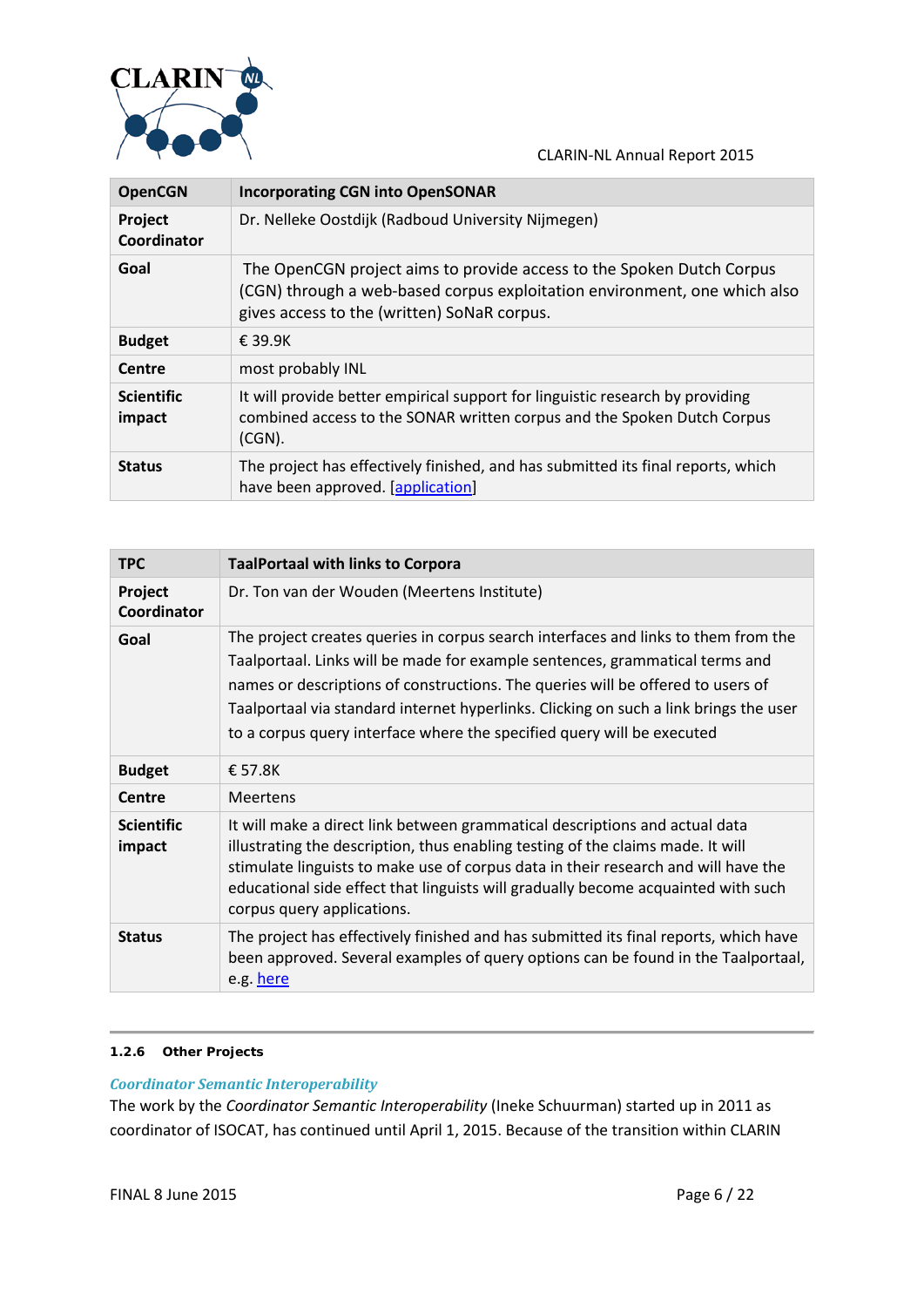| OpenCGN | Incorporating CGN into OpenSONAR |
|---|---|
| Project Coordinator | Dr. Nelleke Oostdijk (Radboud University Nijmegen) |
| Goal | The OpenCGN project aims to provide access to the Spoken Dutch Corpus (CGN) through a web-based corpus exploitation environment, one which also gives access to the (written) SoNaR corpus. |
| Budget | € 39.9K |
| Centre | most probably INL |
| Scientific impact | It will provide better empirical support for linguistic research by providing combined access to the SONAR written corpus and the Spoken Dutch Corpus (CGN). |
| Status | The project has effectively finished, and has submitted its final reports, which have been approved. [application] |

| TPC | TaalPortaal with links to Corpora |
|---|---|
| Project Coordinator | Dr. Ton van der Wouden (Meertens Institute) |
| Goal | The project creates queries in corpus search interfaces and links to them from the Taalportaal. Links will be made for example sentences, grammatical terms and names or descriptions of constructions. The queries will be offered to users of Taalportaal via standard internet hyperlinks. Clicking on such a link brings the user to a corpus query interface where the specified query will be executed |
| Budget | € 57.8K |
| Centre | Meertens |
| Scientific impact | It will make a direct link between grammatical descriptions and actual data illustrating the description, thus enabling testing of the claims made. It will stimulate linguists to make use of corpus data in their research and will have the educational side effect that linguists will gradually become acquainted with such corpus query applications. |
| Status | The project has effectively finished and has submitted its final reports, which have been approved. Several examples of query options can be found in the Taalportaal, e.g. here |

#### 1.2.6 Other Projects

***Coordinator Semantic Interoperability***

The work by the *Coordinator Semantic Interoperability* (Ineke Schuurman) started up in 2011 as coordinator of ISOCAT, has continued until April 1, 2015. Because of the transition within CLARIN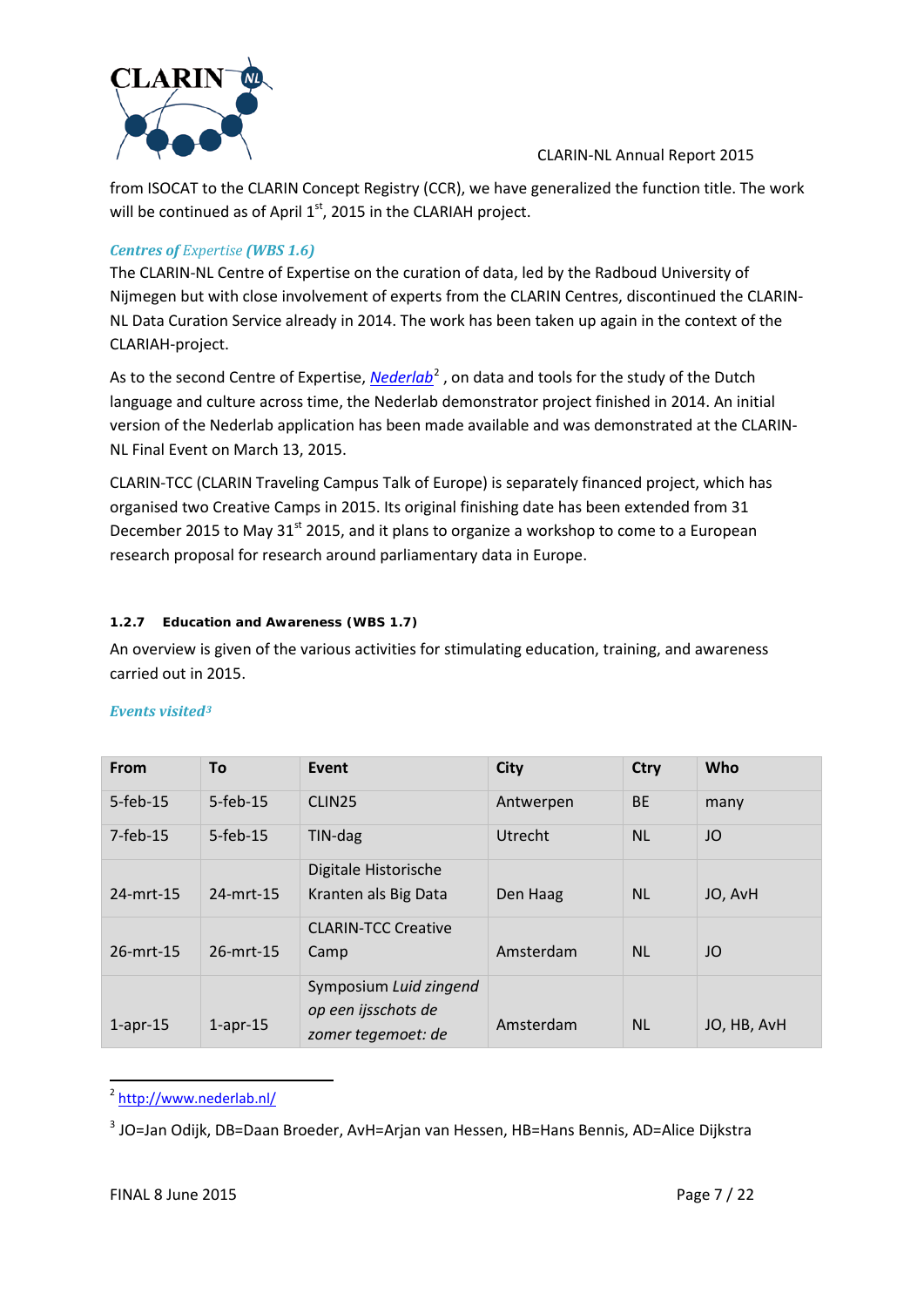from ISOCAT to the CLARIN Concept Registry (CCR), we have generalized the function title. The work will be continued as of April 1st, 2015 in the CLARIAH project.

***Centres of Expertise (WBS 1.6)***

The CLARIN-NL Centre of Expertise on the curation of data, led by the Radboud University of Nijmegen but with close involvement of experts from the CLARIN Centres, discontinued the CLARIN-NL Data Curation Service already in 2014. The work has been taken up again in the context of the CLARIAH-project.

As to the second Centre of Expertise, *Nederlab*[2] , on data and tools for the study of the Dutch language and culture across time, the Nederlab demonstrator project finished in 2014. An initial version of the Nederlab application has been made available and was demonstrated at the CLARIN-NL Final Event on March 13, 2015.

CLARIN-TCC (CLARIN Traveling Campus Talk of Europe) is separately financed project, which has organised two Creative Camps in 2015. Its original finishing date has been extended from 31 December 2015 to May 31st 2015, and it plans to organize a workshop to come to a European research proposal for research around parliamentary data in Europe.

#### 1.2.7 Education and Awareness (WBS 1.7)

An overview is given of the various activities for stimulating education, training, and awareness carried out in 2015.

***Events visited***[3]

| From | To | Event | City | Ctry | Who |
|---|---|---|---|---|---|
| 5-feb-15 | 5-feb-15 | CLIN25 | Antwerpen | BE | many |
| 7-feb-15 | 5-feb-15 | TIN-dag | Utrecht | NL | JO |
| 24-mrt-15 | 24-mrt-15 | Digitale Historische Kranten als Big Data | Den Haag | NL | JO, AvH |
| 26-mrt-15 | 26-mrt-15 | CLARIN-TCC Creative Camp | Amsterdam | NL | JO |
| 1-apr-15 | 1-apr-15 | Symposium *Luid zingend op een ijsschots de zomer tegemoet: de* | Amsterdam | NL | JO, HB, AvH |

[2] http://www.nederlab.nl/

[3] JO=Jan Odijk, DB=Daan Broeder, AvH=Arjan van Hessen, HB=Hans Bennis, AD=Alice Dijkstra

FINAL 8 June 2015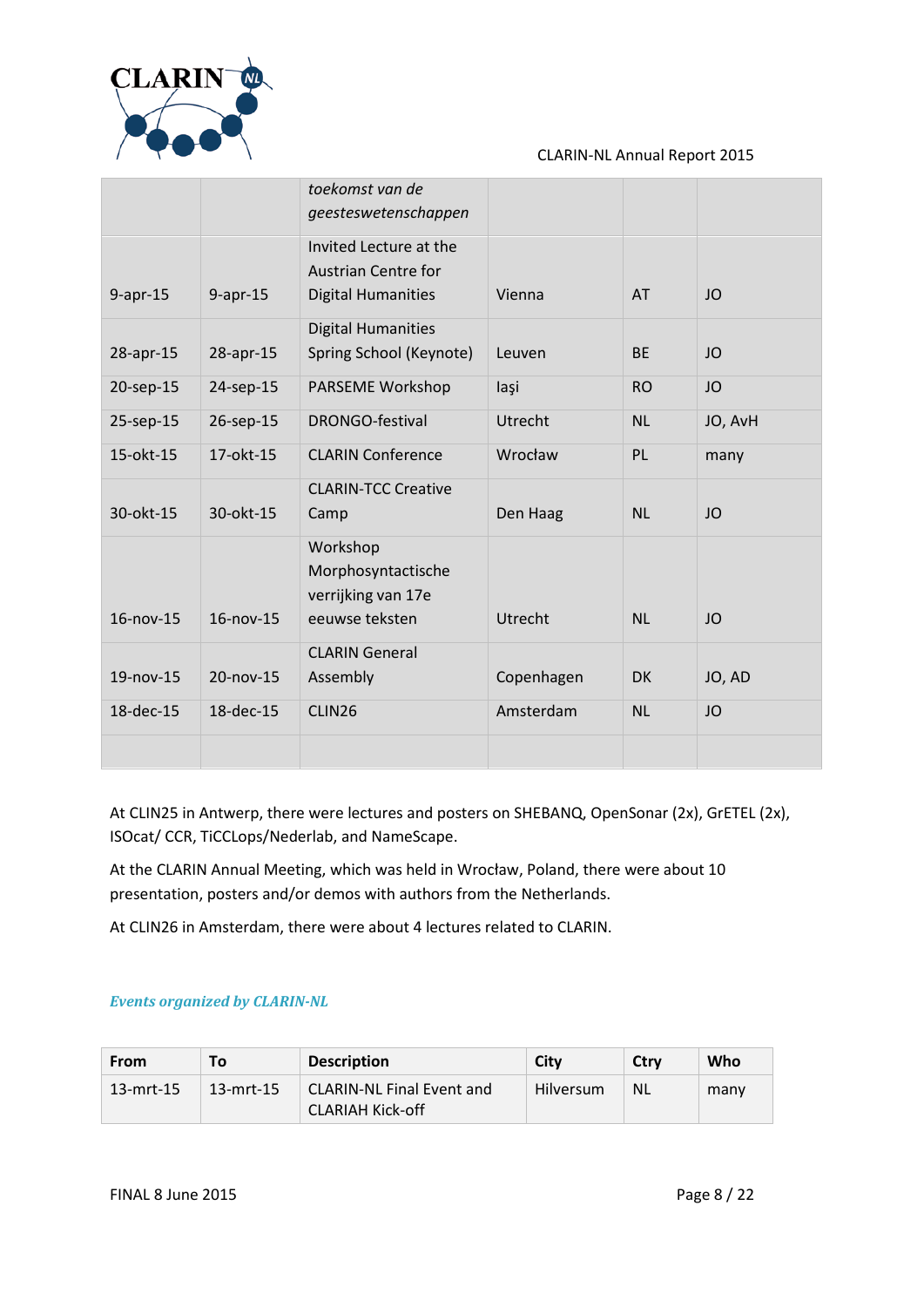| | | *toekomst van de geesteswetenschappen* | | | |
|---|---|---|---|---|---|
| 9-apr-15 | 9-apr-15 | Invited Lecture at the Austrian Centre for Digital Humanities | Vienna | AT | JO |
| 28-apr-15 | 28-apr-15 | Digital Humanities Spring School (Keynote) | Leuven | BE | JO |
| 20-sep-15 | 24-sep-15 | PARSEME Workshop | Iaşi | RO | JO |
| 25-sep-15 | 26-sep-15 | DRONGO-festival | Utrecht | NL | JO, AvH |
| 15-okt-15 | 17-okt-15 | CLARIN Conference | Wrocław | PL | many |
| 30-okt-15 | 30-okt-15 | CLARIN-TCC Creative Camp | Den Haag | NL | JO |
| 16-nov-15 | 16-nov-15 | Workshop Morphosyntactische verrijking van 17e eeuwse teksten | Utrecht | NL | JO |
| 19-nov-15 | 20-nov-15 | CLARIN General Assembly | Copenhagen | DK | JO, AD |
| 18-dec-15 | 18-dec-15 | CLIN26 | Amsterdam | NL | JO |
| | | | | | |

At CLIN25 in Antwerp, there were lectures and posters on SHEBANQ, OpenSonar (2x), GrETEL (2x), ISOcat/ CCR, TiCCLops/Nederlab, and NameScape.

At the CLARIN Annual Meeting, which was held in Wrocław, Poland, there were about 10 presentation, posters and/or demos with authors from the Netherlands.

At CLIN26 in Amsterdam, there were about 4 lectures related to CLARIN.

### *Events organized by CLARIN-NL*

| From | To | Description | City | Ctry | Who |
|---|---|---|---|---|---|
| 13-mrt-15 | 13-mrt-15 | CLARIN-NL Final Event and CLARIAH Kick-off | Hilversum | NL | many |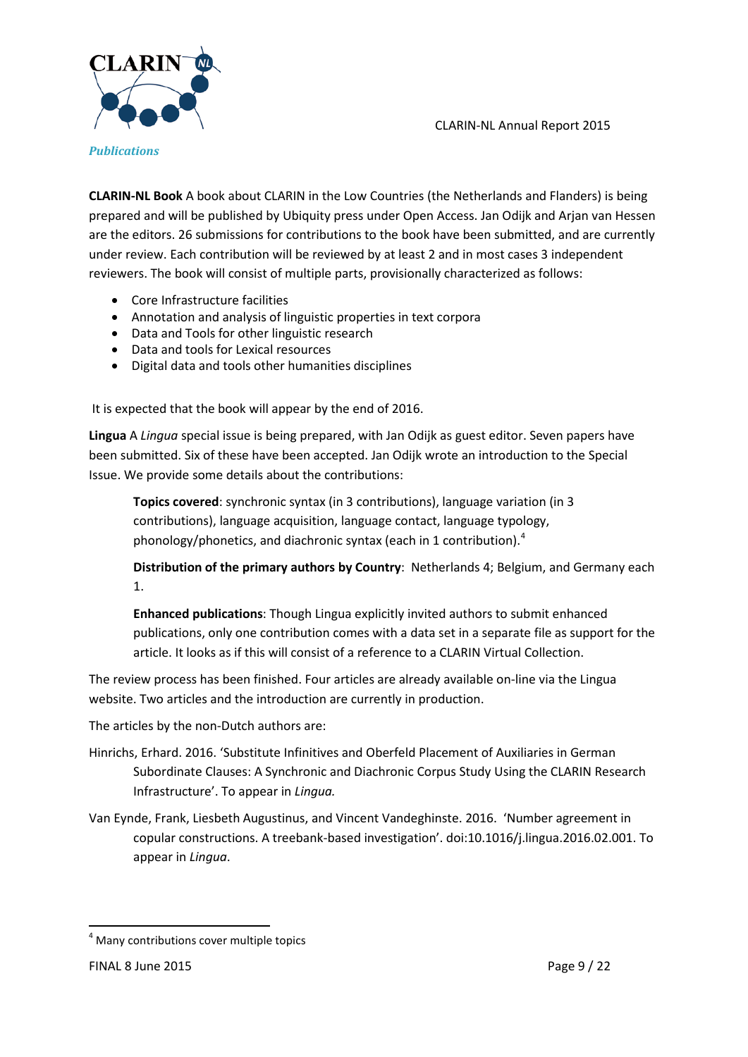*Publications*

**CLARIN-NL Book** A book about CLARIN in the Low Countries (the Netherlands and Flanders) is being prepared and will be published by Ubiquity press under Open Access. Jan Odijk and Arjan van Hessen are the editors. 26 submissions for contributions to the book have been submitted, and are currently under review. Each contribution will be reviewed by at least 2 and in most cases 3 independent reviewers. The book will consist of multiple parts, provisionally characterized as follows:

- Core Infrastructure facilities
- Annotation and analysis of linguistic properties in text corpora
- Data and Tools for other linguistic research
- Data and tools for Lexical resources
- Digital data and tools other humanities disciplines

It is expected that the book will appear by the end of 2016.

**Lingua** A *Lingua* special issue is being prepared, with Jan Odijk as guest editor. Seven papers have been submitted. Six of these have been accepted. Jan Odijk wrote an introduction to the Special Issue. We provide some details about the contributions:

> **Topics covered**: synchronic syntax (in 3 contributions), language variation (in 3 contributions), language acquisition, language contact, language typology, phonology/phonetics, and diachronic syntax (each in 1 contribution).[4]
>
> **Distribution of the primary authors by Country**: Netherlands 4; Belgium, and Germany each 1.
>
> **Enhanced publications**: Though Lingua explicitly invited authors to submit enhanced publications, only one contribution comes with a data set in a separate file as support for the article. It looks as if this will consist of a reference to a CLARIN Virtual Collection.

The review process has been finished. Four articles are already available on-line via the Lingua website. Two articles and the introduction are currently in production.

The articles by the non-Dutch authors are:

Hinrichs, Erhard. 2016. 'Substitute Infinitives and Oberfeld Placement of Auxiliaries in German Subordinate Clauses: A Synchronic and Diachronic Corpus Study Using the CLARIN Research Infrastructure'. To appear in *Lingua.*

Van Eynde, Frank, Liesbeth Augustinus, and Vincent Vandeghinste. 2016. 'Number agreement in copular constructions. A treebank-based investigation'. doi:10.1016/j.lingua.2016.02.001. To appear in *Lingua*.

[4] Many contributions cover multiple topics

FINAL 8 June 2015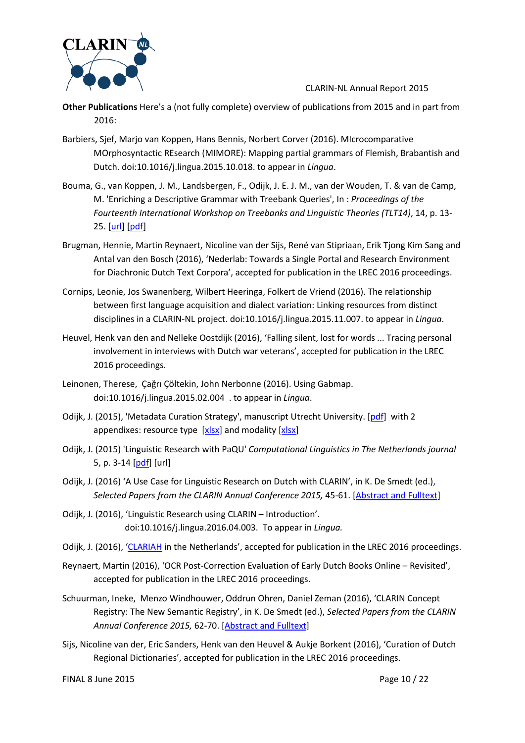**Other Publications** Here's a (not fully complete) overview of publications from 2015 and in part from 2016:

Barbiers, Sjef, Marjo van Koppen, Hans Bennis, Norbert Corver (2016). MIcrocomparative MOrphosyntactic REsearch (MIMORE): Mapping partial grammars of Flemish, Brabantish and Dutch. doi:10.1016/j.lingua.2015.10.018. to appear in *Lingua*.

Bouma, G., van Koppen, J. M., Landsbergen, F., Odijk, J. E. J. M., van der Wouden, T. & van de Camp, M. 'Enriching a Descriptive Grammar with Treebank Queries', In : *Proceedings of the Fourteenth International Workshop on Treebanks and Linguistic Theories (TLT14)*, 14, p. 13-25. [url] [pdf]

Brugman, Hennie, Martin Reynaert, Nicoline van der Sijs, René van Stipriaan, Erik Tjong Kim Sang and Antal van den Bosch (2016), 'Nederlab: Towards a Single Portal and Research Environment for Diachronic Dutch Text Corpora', accepted for publication in the LREC 2016 proceedings.

Cornips, Leonie, Jos Swanenberg, Wilbert Heeringa, Folkert de Vriend (2016). The relationship between first language acquisition and dialect variation: Linking resources from distinct disciplines in a CLARIN-NL project. doi:10.1016/j.lingua.2015.11.007. to appear in *Lingua*.

Heuvel, Henk van den and Nelleke Oostdijk (2016), 'Falling silent, lost for words ... Tracing personal involvement in interviews with Dutch war veterans', accepted for publication in the LREC 2016 proceedings.

Leinonen, Therese, Çağrı Çöltekin, John Nerbonne (2016). Using Gabmap. doi:10.1016/j.lingua.2015.02.004 . to appear in *Lingua*.

Odijk, J. (2015), 'Metadata Curation Strategy', manuscript Utrecht University. [pdf] with 2 appendixes: resource type [xlsx] and modality [xlsx]

Odijk, J. (2015) 'Linguistic Research with PaQU' *Computational Linguistics in The Netherlands journal* 5, p. 3-14 [pdf] [url]

Odijk, J. (2016) 'A Use Case for Linguistic Research on Dutch with CLARIN', in K. De Smedt (ed.), *Selected Papers from the CLARIN Annual Conference 2015,* 45-61. [Abstract and Fulltext]

Odijk, J. (2016), 'Linguistic Research using CLARIN – Introduction'. doi:10.1016/j.lingua.2016.04.003. To appear in *Lingua.*

Odijk, J. (2016), 'CLARIAH in the Netherlands', accepted for publication in the LREC 2016 proceedings.

Reynaert, Martin (2016), 'OCR Post-Correction Evaluation of Early Dutch Books Online – Revisited', accepted for publication in the LREC 2016 proceedings.

Schuurman, Ineke, Menzo Windhouwer, Oddrun Ohren, Daniel Zeman (2016), 'CLARIN Concept Registry: The New Semantic Registry', in K. De Smedt (ed.), *Selected Papers from the CLARIN Annual Conference 2015,* 62-70. [Abstract and Fulltext]

Sijs, Nicoline van der, Eric Sanders, Henk van den Heuvel & Aukje Borkent (2016), 'Curation of Dutch Regional Dictionaries', accepted for publication in the LREC 2016 proceedings.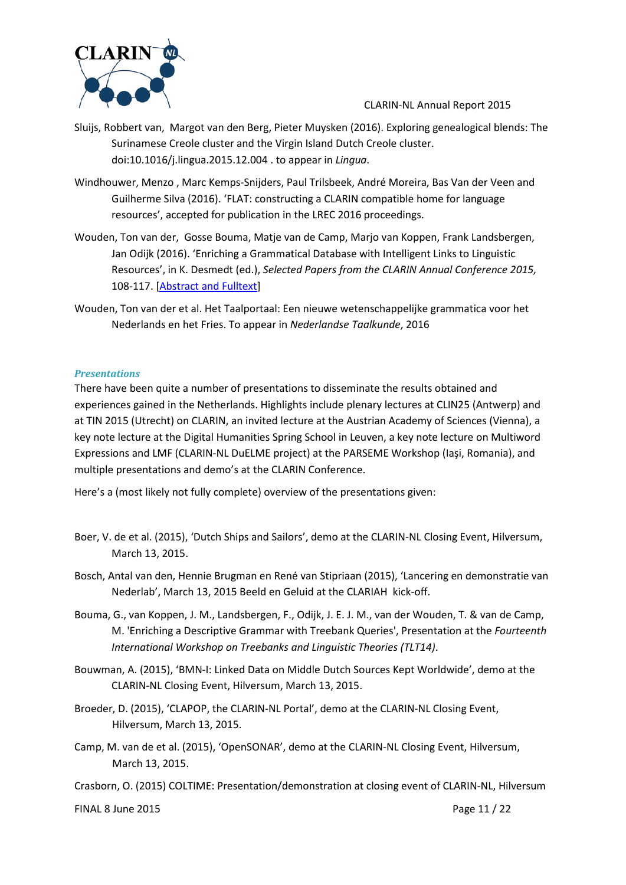Sluijs, Robbert van, Margot van den Berg, Pieter Muysken (2016). Exploring genealogical blends: The Surinamese Creole cluster and the Virgin Island Dutch Creole cluster. doi:10.1016/j.lingua.2015.12.004 . to appear in *Lingua*.

Windhouwer, Menzo , Marc Kemps-Snijders, Paul Trilsbeek, André Moreira, Bas Van der Veen and Guilherme Silva (2016). 'FLAT: constructing a CLARIN compatible home for language resources', accepted for publication in the LREC 2016 proceedings.

Wouden, Ton van der, Gosse Bouma, Matje van de Camp, Marjo van Koppen, Frank Landsbergen, Jan Odijk (2016). 'Enriching a Grammatical Database with Intelligent Links to Linguistic Resources', in K. Desmedt (ed.), *Selected Papers from the CLARIN Annual Conference 2015,* 108-117. [Abstract and Fulltext]

Wouden, Ton van der et al. Het Taalportaal: Een nieuwe wetenschappelijke grammatica voor het Nederlands en het Fries. To appear in *Nederlandse Taalkunde*, 2016

### *Presentations*

There have been quite a number of presentations to disseminate the results obtained and experiences gained in the Netherlands. Highlights include plenary lectures at CLIN25 (Antwerp) and at TIN 2015 (Utrecht) on CLARIN, an invited lecture at the Austrian Academy of Sciences (Vienna), a key note lecture at the Digital Humanities Spring School in Leuven, a key note lecture on Multiword Expressions and LMF (CLARIN-NL DuELME project) at the PARSEME Workshop (Iaşi, Romania), and multiple presentations and demo's at the CLARIN Conference.

Here's a (most likely not fully complete) overview of the presentations given:

Boer, V. de et al. (2015), 'Dutch Ships and Sailors', demo at the CLARIN-NL Closing Event, Hilversum, March 13, 2015.

Bosch, Antal van den, Hennie Brugman en René van Stipriaan (2015), 'Lancering en demonstratie van Nederlab', March 13, 2015 Beeld en Geluid at the CLARIAH kick-off.

Bouma, G., van Koppen, J. M., Landsbergen, F., Odijk, J. E. J. M., van der Wouden, T. & van de Camp, M. 'Enriching a Descriptive Grammar with Treebank Queries', Presentation at the *Fourteenth International Workshop on Treebanks and Linguistic Theories (TLT14)*.

Bouwman, A. (2015), 'BMN-I: Linked Data on Middle Dutch Sources Kept Worldwide', demo at the CLARIN-NL Closing Event, Hilversum, March 13, 2015.

Broeder, D. (2015), 'CLAPOP, the CLARIN-NL Portal', demo at the CLARIN-NL Closing Event, Hilversum, March 13, 2015.

Camp, M. van de et al. (2015), 'OpenSONAR', demo at the CLARIN-NL Closing Event, Hilversum, March 13, 2015.

Crasborn, O. (2015) COLTIME: Presentation/demonstration at closing event of CLARIN-NL, Hilversum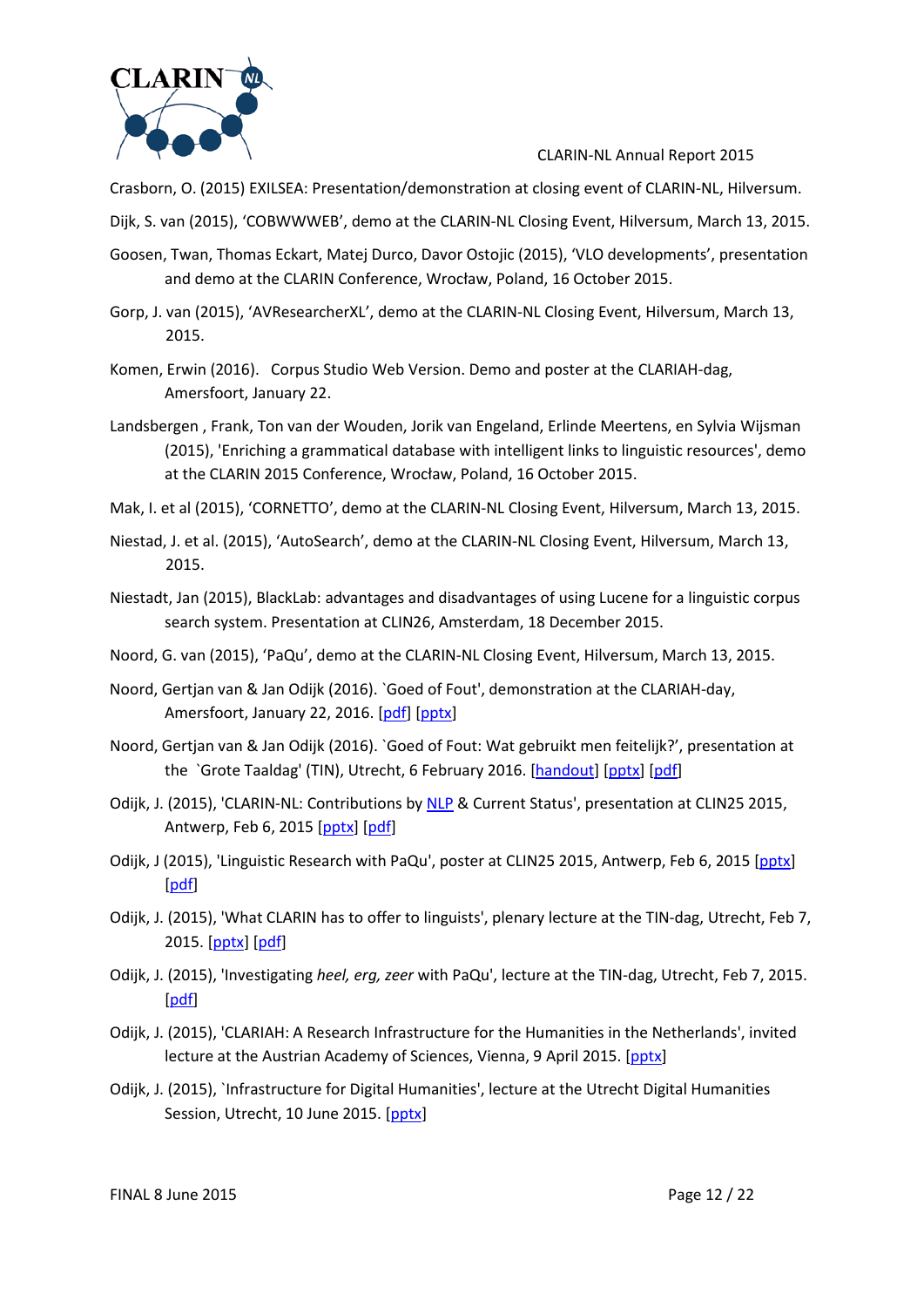Crasborn, O. (2015) EXILSEA: Presentation/demonstration at closing event of CLARIN-NL, Hilversum.

Dijk, S. van (2015), 'COBWWWEB', demo at the CLARIN-NL Closing Event, Hilversum, March 13, 2015.

Goosen, Twan, Thomas Eckart, Matej Durco, Davor Ostojic (2015), 'VLO developments', presentation and demo at the CLARIN Conference, Wrocław, Poland, 16 October 2015.

Gorp, J. van (2015), 'AVResearcherXL', demo at the CLARIN-NL Closing Event, Hilversum, March 13, 2015.

Komen, Erwin (2016). Corpus Studio Web Version. Demo and poster at the CLARIAH-dag, Amersfoort, January 22.

Landsbergen , Frank, Ton van der Wouden, Jorik van Engeland, Erlinde Meertens, en Sylvia Wijsman (2015), 'Enriching a grammatical database with intelligent links to linguistic resources', demo at the CLARIN 2015 Conference, Wrocław, Poland, 16 October 2015.

Mak, I. et al (2015), 'CORNETTO', demo at the CLARIN-NL Closing Event, Hilversum, March 13, 2015.

Niestad, J. et al. (2015), 'AutoSearch', demo at the CLARIN-NL Closing Event, Hilversum, March 13, 2015.

Niestadt, Jan (2015), BlackLab: advantages and disadvantages of using Lucene for a linguistic corpus search system. Presentation at CLIN26, Amsterdam, 18 December 2015.

Noord, G. van (2015), 'PaQu', demo at the CLARIN-NL Closing Event, Hilversum, March 13, 2015.

Noord, Gertjan van & Jan Odijk (2016). `Goed of Fout', demonstration at the CLARIAH-day, Amersfoort, January 22, 2016. [pdf] [pptx]

Noord, Gertjan van & Jan Odijk (2016). `Goed of Fout: Wat gebruikt men feitelijk?', presentation at the `Grote Taaldag' (TIN), Utrecht, 6 February 2016. [handout] [pptx] [pdf]

Odijk, J. (2015), 'CLARIN-NL: Contributions by NLP & Current Status', presentation at CLIN25 2015, Antwerp, Feb 6, 2015 [pptx] [pdf]

Odijk, J (2015), 'Linguistic Research with PaQu', poster at CLIN25 2015, Antwerp, Feb 6, 2015 [pptx] [pdf]

Odijk, J. (2015), 'What CLARIN has to offer to linguists', plenary lecture at the TIN-dag, Utrecht, Feb 7, 2015. [pptx] [pdf]

Odijk, J. (2015), 'Investigating *heel, erg, zeer* with PaQu', lecture at the TIN-dag, Utrecht, Feb 7, 2015. [pdf]

Odijk, J. (2015), 'CLARIAH: A Research Infrastructure for the Humanities in the Netherlands', invited lecture at the Austrian Academy of Sciences, Vienna, 9 April 2015. [pptx]

Odijk, J. (2015), `Infrastructure for Digital Humanities', lecture at the Utrecht Digital Humanities Session, Utrecht, 10 June 2015. [pptx]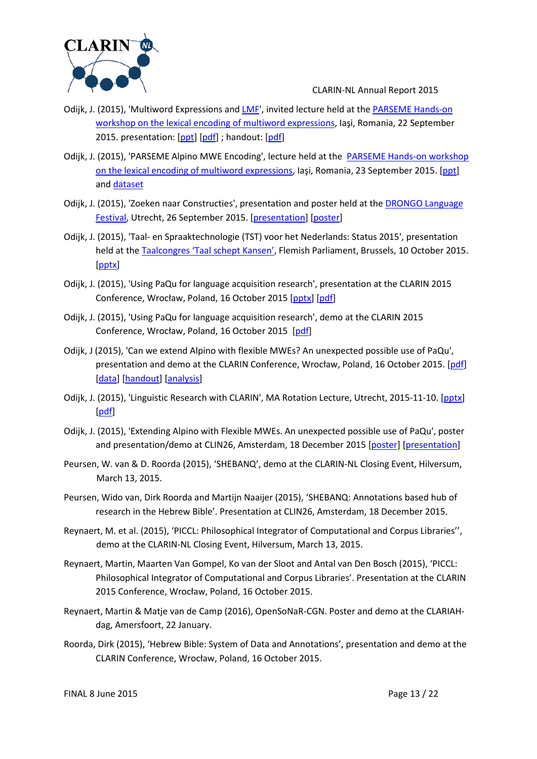Odijk, J. (2015), 'Multiword Expressions and LMF', invited lecture held at the PARSEME Hands-on workshop on the lexical encoding of multiword expressions, Iaşi, Romania, 22 September 2015. presentation: [ppt] [pdf] ; handout: [pdf]

Odijk, J. (2015), 'PARSEME Alpino MWE Encoding', lecture held at the PARSEME Hands-on workshop on the lexical encoding of multiword expressions, Iaşi, Romania, 23 September 2015. [ppt] and dataset

Odijk, J. (2015), 'Zoeken naar Constructies', presentation and poster held at the DRONGO Language Festival, Utrecht, 26 September 2015. [presentation] [poster]

Odijk, J. (2015), 'Taal- en Spraaktechnologie (TST) voor het Nederlands: Status 2015', presentation held at the Taalcongres 'Taal schept Kansen', Flemish Parliament, Brussels, 10 October 2015. [pptx]

Odijk, J. (2015), 'Using PaQu for language acquisition research', presentation at the CLARIN 2015 Conference, Wrocław, Poland, 16 October 2015 [pptx] [pdf]

Odijk, J. (2015), 'Using PaQu for language acquisition research', demo at the CLARIN 2015 Conference, Wrocław, Poland, 16 October 2015 [pdf]

Odijk, J (2015), 'Can we extend Alpino with flexible MWEs? An unexpected possible use of PaQu', presentation and demo at the CLARIN Conference, Wrocław, Poland, 16 October 2015. [pdf] [data] [handout] [analysis]

Odijk, J. (2015), 'Linguistic Research with CLARIN', MA Rotation Lecture, Utrecht, 2015-11-10. [pptx] [pdf]

Odijk, J. (2015), 'Extending Alpino with Flexible MWEs. An unexpected possible use of PaQu', poster and presentation/demo at CLIN26, Amsterdam, 18 December 2015 [poster] [presentation]

Peursen, W. van & D. Roorda (2015), 'SHEBANQ', demo at the CLARIN-NL Closing Event, Hilversum, March 13, 2015.

Peursen, Wido van, Dirk Roorda and Martijn Naaijer (2015), 'SHEBANQ: Annotations based hub of research in the Hebrew Bible'. Presentation at CLIN26, Amsterdam, 18 December 2015.

Reynaert, M. et al. (2015), 'PICCL: Philosophical Integrator of Computational and Corpus Libraries'', demo at the CLARIN-NL Closing Event, Hilversum, March 13, 2015.

Reynaert, Martin, Maarten Van Gompel, Ko van der Sloot and Antal van Den Bosch (2015), 'PICCL: Philosophical Integrator of Computational and Corpus Libraries'. Presentation at the CLARIN 2015 Conference, Wrocław, Poland, 16 October 2015.

Reynaert, Martin & Matje van de Camp (2016), OpenSoNaR-CGN. Poster and demo at the CLARIAH-dag, Amersfoort, 22 January.

Roorda, Dirk (2015), 'Hebrew Bible: System of Data and Annotations', presentation and demo at the CLARIN Conference, Wrocław, Poland, 16 October 2015.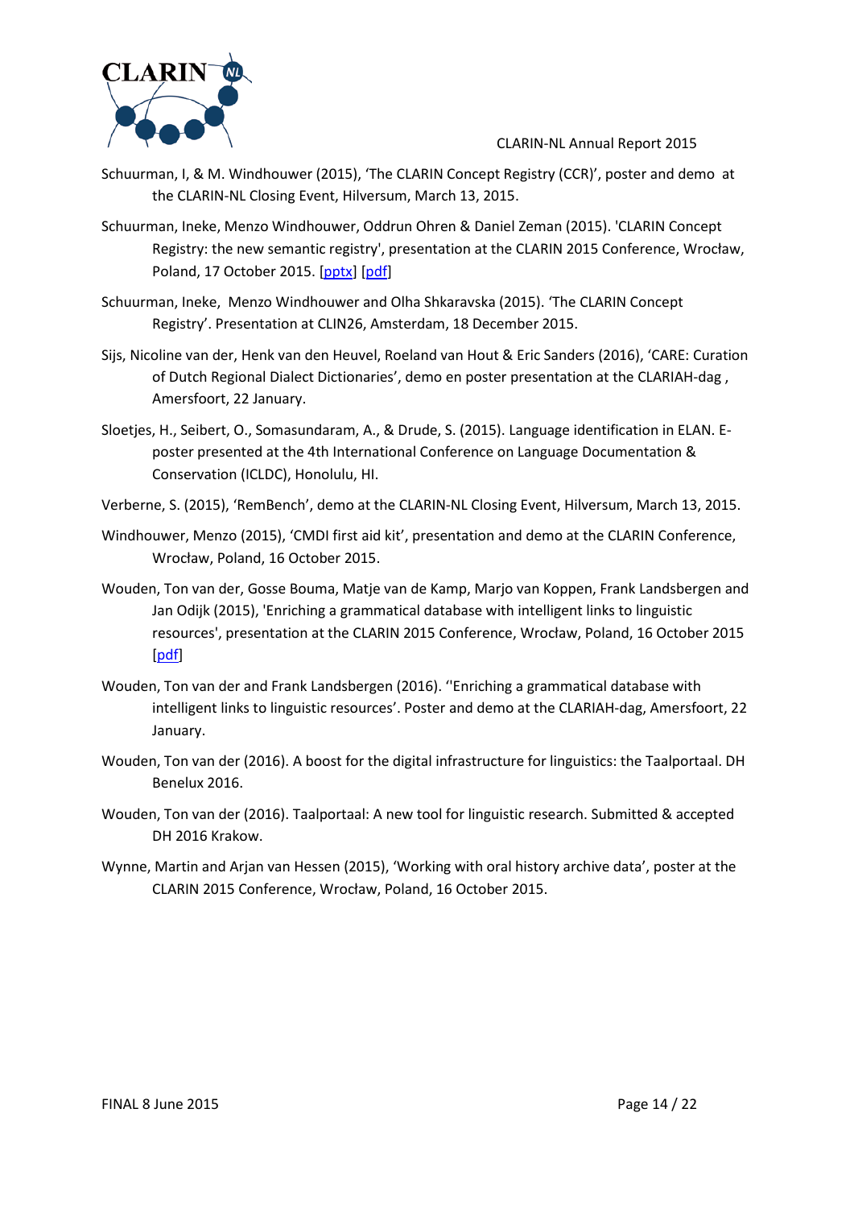Schuurman, I, & M. Windhouwer (2015), 'The CLARIN Concept Registry (CCR)', poster and demo at the CLARIN-NL Closing Event, Hilversum, March 13, 2015.

Schuurman, Ineke, Menzo Windhouwer, Oddrun Ohren & Daniel Zeman (2015). 'CLARIN Concept Registry: the new semantic registry', presentation at the CLARIN 2015 Conference, Wrocław, Poland, 17 October 2015. [pptx] [pdf]

Schuurman, Ineke, Menzo Windhouwer and Olha Shkaravska (2015). 'The CLARIN Concept Registry'. Presentation at CLIN26, Amsterdam, 18 December 2015.

Sijs, Nicoline van der, Henk van den Heuvel, Roeland van Hout & Eric Sanders (2016), 'CARE: Curation of Dutch Regional Dialect Dictionaries', demo en poster presentation at the CLARIAH-dag , Amersfoort, 22 January.

Sloetjes, H., Seibert, O., Somasundaram, A., & Drude, S. (2015). Language identification in ELAN. E-poster presented at the 4th International Conference on Language Documentation & Conservation (ICLDC), Honolulu, HI.

Verberne, S. (2015), 'RemBench', demo at the CLARIN-NL Closing Event, Hilversum, March 13, 2015.

Windhouwer, Menzo (2015), 'CMDI first aid kit', presentation and demo at the CLARIN Conference, Wrocław, Poland, 16 October 2015.

Wouden, Ton van der, Gosse Bouma, Matje van de Kamp, Marjo van Koppen, Frank Landsbergen and Jan Odijk (2015), 'Enriching a grammatical database with intelligent links to linguistic resources', presentation at the CLARIN 2015 Conference, Wrocław, Poland, 16 October 2015 [pdf]

Wouden, Ton van der and Frank Landsbergen (2016). ''Enriching a grammatical database with intelligent links to linguistic resources'. Poster and demo at the CLARIAH-dag, Amersfoort, 22 January.

Wouden, Ton van der (2016). A boost for the digital infrastructure for linguistics: the Taalportaal. DH Benelux 2016.

Wouden, Ton van der (2016). Taalportaal: A new tool for linguistic research. Submitted & accepted DH 2016 Krakow.

Wynne, Martin and Arjan van Hessen (2015), 'Working with oral history archive data', poster at the CLARIN 2015 Conference, Wrocław, Poland, 16 October 2015.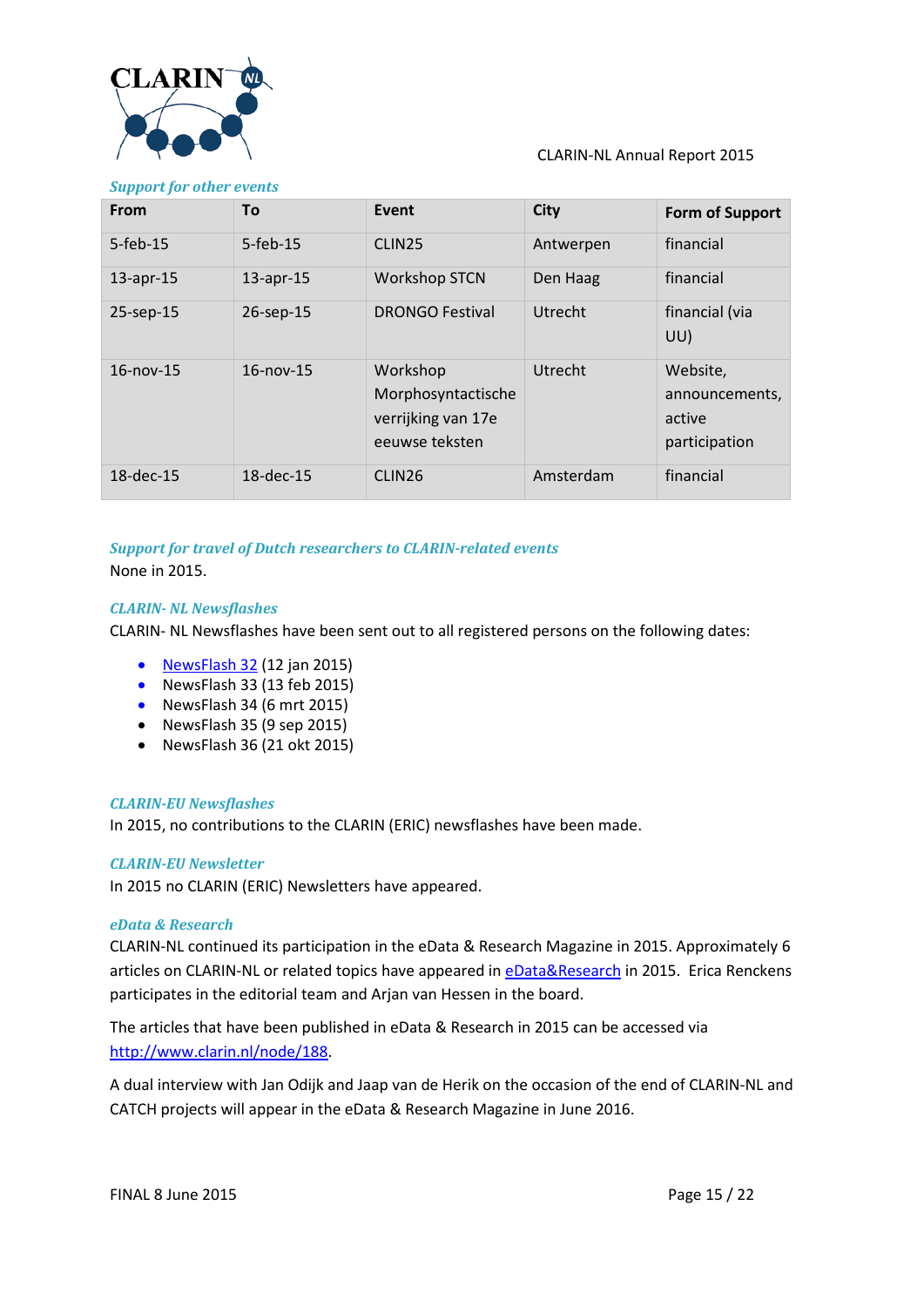### *Support for other events*

| From | To | Event | City | Form of Support |
|---|---|---|---|---|
| 5-feb-15 | 5-feb-15 | CLIN25 | Antwerpen | financial |
| 13-apr-15 | 13-apr-15 | Workshop STCN | Den Haag | financial |
| 25-sep-15 | 26-sep-15 | DRONGO Festival | Utrecht | financial (via UU) |
| 16-nov-15 | 16-nov-15 | Workshop Morphosyntactische verrijking van 17e eeuwse teksten | Utrecht | Website, announcements, active participation |
| 18-dec-15 | 18-dec-15 | CLIN26 | Amsterdam | financial |

### *Support for travel of Dutch researchers to CLARIN-related events*

None in 2015.

### *CLARIN- NL Newsflashes*

CLARIN- NL Newsflashes have been sent out to all registered persons on the following dates:

- NewsFlash 32 (12 jan 2015)
- NewsFlash 33 (13 feb 2015)
- NewsFlash 34 (6 mrt 2015)
- NewsFlash 35 (9 sep 2015)
- NewsFlash 36 (21 okt 2015)

### *CLARIN-EU Newsflashes*

In 2015, no contributions to the CLARIN (ERIC) newsflashes have been made.

### *CLARIN-EU Newsletter*

In 2015 no CLARIN (ERIC) Newsletters have appeared.

### *eData & Research*

CLARIN-NL continued its participation in the eData & Research Magazine in 2015. Approximately 6 articles on CLARIN-NL or related topics have appeared in eData&Research in 2015. Erica Renckens participates in the editorial team and Arjan van Hessen in the board.

The articles that have been published in eData & Research in 2015 can be accessed via http://www.clarin.nl/node/188.

A dual interview with Jan Odijk and Jaap van de Herik on the occasion of the end of CLARIN-NL and CATCH projects will appear in the eData & Research Magazine in June 2016.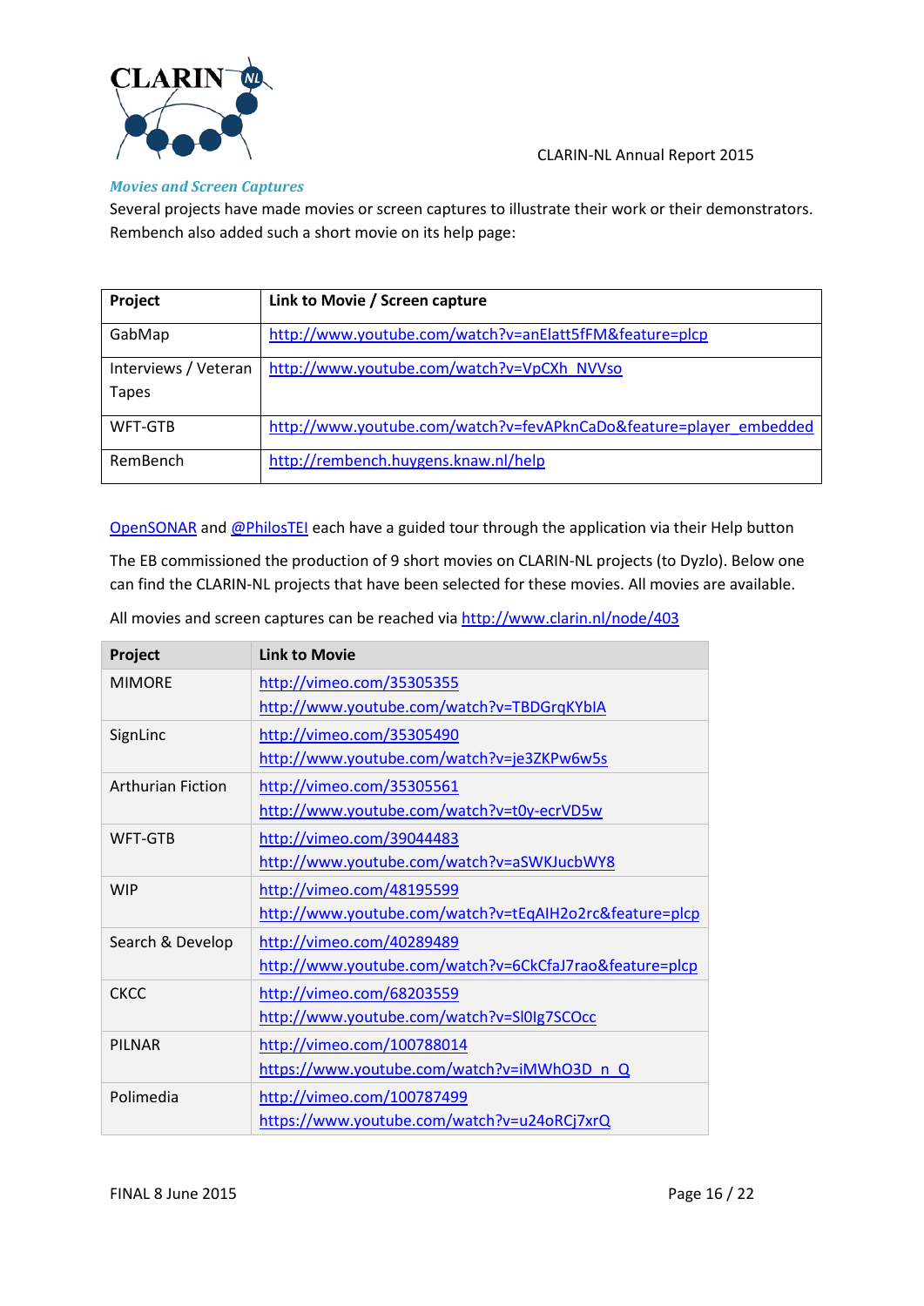### *Movies and Screen Captures*

Several projects have made movies or screen captures to illustrate their work or their demonstrators. Rembench also added such a short movie on its help page:

| Project | Link to Movie / Screen capture |
|---|---|
| GabMap | http://www.youtube.com/watch?v=anElatt5fFM&feature=plcp |
| Interviews / Veteran Tapes | http://www.youtube.com/watch?v=VpCXh_NVVso |
| WFT-GTB | http://www.youtube.com/watch?v=fevAPknCaDo&feature=player_embedded |
| RemBench | http://rembench.huygens.knaw.nl/help |

OpenSONAR and @PhilosTEI each have a guided tour through the application via their Help button

The EB commissioned the production of 9 short movies on CLARIN-NL projects (to Dyzlo). Below one can find the CLARIN-NL projects that have been selected for these movies. All movies are available.

All movies and screen captures can be reached via http://www.clarin.nl/node/403

| Project | Link to Movie |
|---|---|
| MIMORE | http://vimeo.com/35305355<br>http://www.youtube.com/watch?v=TBDGrqKYbIA |
| SignLinc | http://vimeo.com/35305490<br>http://www.youtube.com/watch?v=je3ZKPw6w5s |
| Arthurian Fiction | http://vimeo.com/35305561<br>http://www.youtube.com/watch?v=t0y-ecrVD5w |
| WFT-GTB | http://vimeo.com/39044483<br>http://www.youtube.com/watch?v=aSWKJucbWY8 |
| WIP | http://vimeo.com/48195599<br>http://www.youtube.com/watch?v=tEqAIH2o2rc&feature=plcp |
| Search & Develop | http://vimeo.com/40289489<br>http://www.youtube.com/watch?v=6CkCfaJ7rao&feature=plcp |
| CKCC | http://vimeo.com/68203559<br>http://www.youtube.com/watch?v=Sl0lg7SCOcc |
| PILNAR | http://vimeo.com/100788014<br>https://www.youtube.com/watch?v=iMWhO3D_n_Q |
| Polimedia | http://vimeo.com/100787499<br>https://www.youtube.com/watch?v=u24oRCj7xrQ |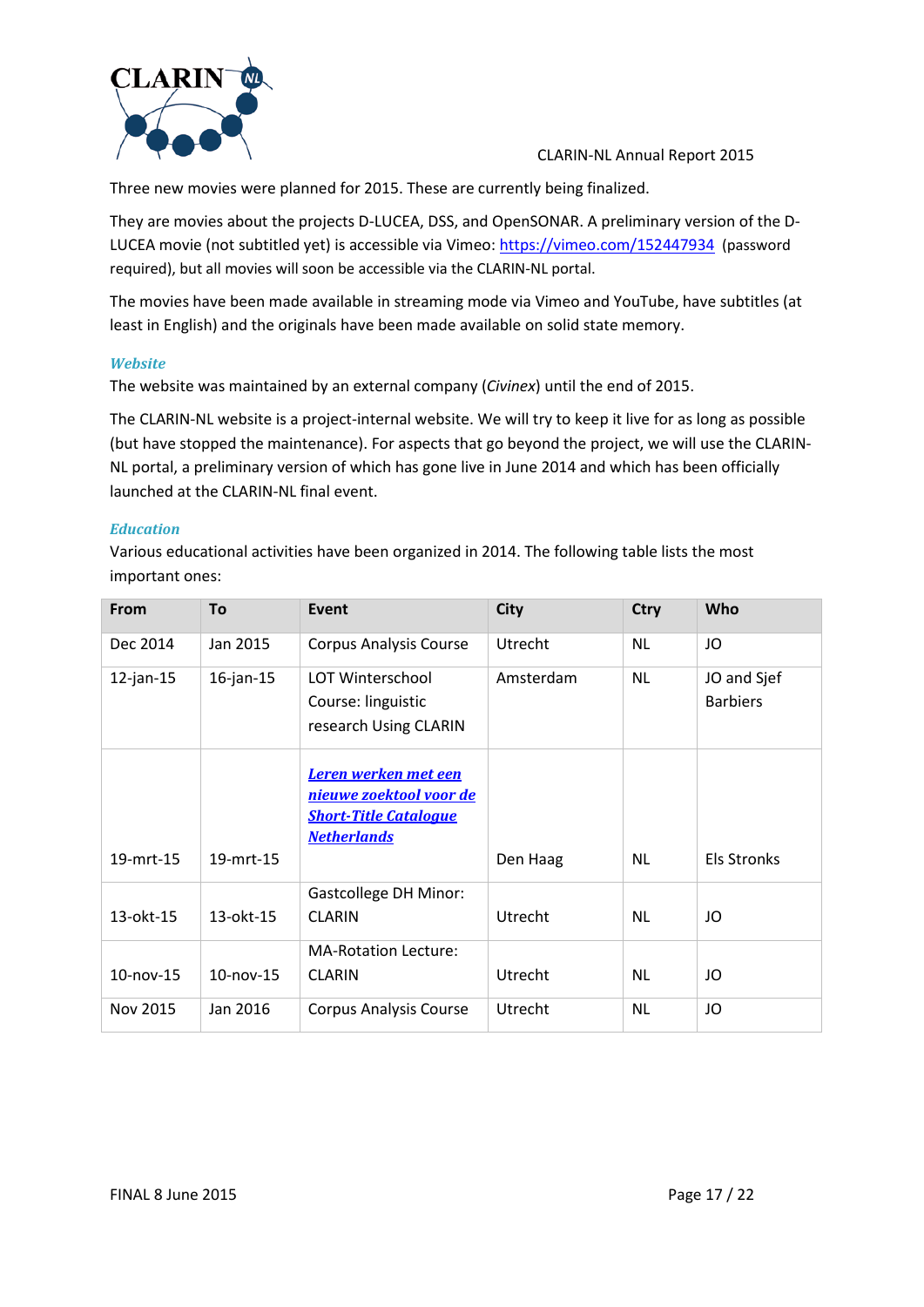Three new movies were planned for 2015. These are currently being finalized.

They are movies about the projects D-LUCEA, DSS, and OpenSONAR. A preliminary version of the D-LUCEA movie (not subtitled yet) is accessible via Vimeo: https://vimeo.com/152447934 (password required), but all movies will soon be accessible via the CLARIN-NL portal.

The movies have been made available in streaming mode via Vimeo and YouTube, have subtitles (at least in English) and the originals have been made available on solid state memory.

### *Website*

The website was maintained by an external company (*Civinex*) until the end of 2015.

The CLARIN-NL website is a project-internal website. We will try to keep it live for as long as possible (but have stopped the maintenance). For aspects that go beyond the project, we will use the CLARIN-NL portal, a preliminary version of which has gone live in June 2014 and which has been officially launched at the CLARIN-NL final event.

### *Education*

Various educational activities have been organized in 2014. The following table lists the most important ones:

| From | To | Event | City | Ctry | Who |
|---|---|---|---|---|---|
| Dec 2014 | Jan 2015 | Corpus Analysis Course | Utrecht | NL | JO |
| 12-jan-15 | 16-jan-15 | LOT Winterschool Course: linguistic research Using CLARIN | Amsterdam | NL | JO and Sjef Barbiers |
| 19-mrt-15 | 19-mrt-15 | ***Leren werken met een nieuwe zoektool voor de Short-Title Catalogue Netherlands*** | Den Haag | NL | Els Stronks |
| 13-okt-15 | 13-okt-15 | Gastcollege DH Minor: CLARIN | Utrecht | NL | JO |
| 10-nov-15 | 10-nov-15 | MA-Rotation Lecture: CLARIN | Utrecht | NL | JO |
| Nov 2015 | Jan 2016 | Corpus Analysis Course | Utrecht | NL | JO |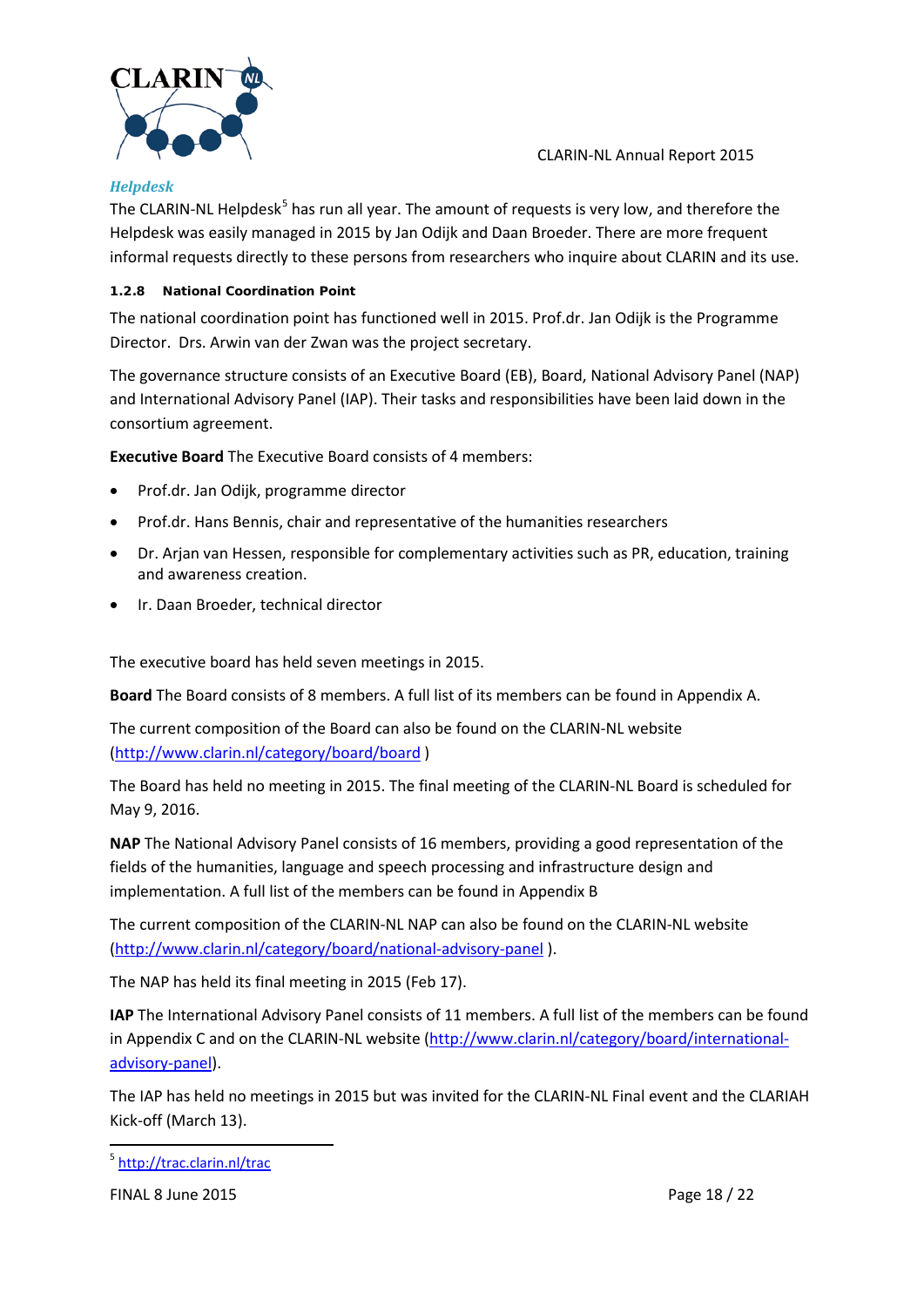*Helpdesk*

The CLARIN-NL Helpdesk[5] has run all year. The amount of requests is very low, and therefore the Helpdesk was easily managed in 2015 by Jan Odijk and Daan Broeder. There are more frequent informal requests directly to these persons from researchers who inquire about CLARIN and its use.

#### 1.2.8 National Coordination Point

The national coordination point has functioned well in 2015. Prof.dr. Jan Odijk is the Programme Director. Drs. Arwin van der Zwan was the project secretary.

The governance structure consists of an Executive Board (EB), Board, National Advisory Panel (NAP) and International Advisory Panel (IAP). Their tasks and responsibilities have been laid down in the consortium agreement.

**Executive Board** The Executive Board consists of 4 members:

- Prof.dr. Jan Odijk, programme director
- Prof.dr. Hans Bennis, chair and representative of the humanities researchers
- Dr. Arjan van Hessen, responsible for complementary activities such as PR, education, training and awareness creation.
- Ir. Daan Broeder, technical director

The executive board has held seven meetings in 2015.

**Board** The Board consists of 8 members. A full list of its members can be found in Appendix A.

The current composition of the Board can also be found on the CLARIN-NL website (http://www.clarin.nl/category/board/board )

The Board has held no meeting in 2015. The final meeting of the CLARIN-NL Board is scheduled for May 9, 2016.

**NAP** The National Advisory Panel consists of 16 members, providing a good representation of the fields of the humanities, language and speech processing and infrastructure design and implementation. A full list of the members can be found in Appendix B

The current composition of the CLARIN-NL NAP can also be found on the CLARIN-NL website (http://www.clarin.nl/category/board/national-advisory-panel ).

The NAP has held its final meeting in 2015 (Feb 17).

**IAP** The International Advisory Panel consists of 11 members. A full list of the members can be found in Appendix C and on the CLARIN-NL website (http://www.clarin.nl/category/board/international-advisory-panel).

The IAP has held no meetings in 2015 but was invited for the CLARIN-NL Final event and the CLARIAH Kick-off (March 13).

---

[5] http://trac.clarin.nl/trac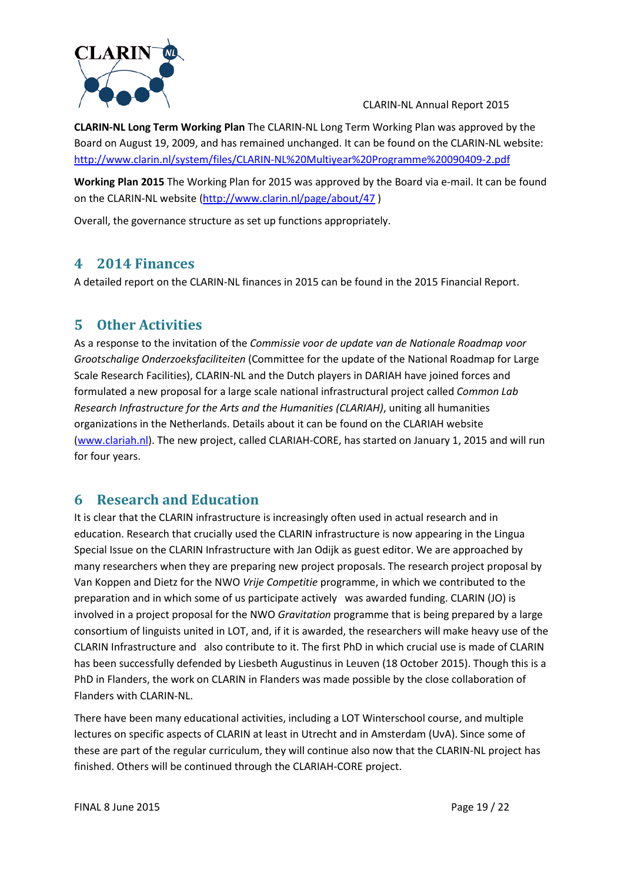**CLARIN-NL Long Term Working Plan** The CLARIN-NL Long Term Working Plan was approved by the Board on August 19, 2009, and has remained unchanged. It can be found on the CLARIN-NL website: http://www.clarin.nl/system/files/CLARIN-NL%20Multiyear%20Programme%20090409-2.pdf

**Working Plan 2015** The Working Plan for 2015 was approved by the Board via e-mail. It can be found on the CLARIN-NL website (http://www.clarin.nl/page/about/47 )

Overall, the governance structure as set up functions appropriately.

## 4 2014 Finances

A detailed report on the CLARIN-NL finances in 2015 can be found in the 2015 Financial Report.

## 5 Other Activities

As a response to the invitation of the *Commissie voor de update van de Nationale Roadmap voor Grootschalige Onderzoeksfaciliteiten* (Committee for the update of the National Roadmap for Large Scale Research Facilities), CLARIN-NL and the Dutch players in DARIAH have joined forces and formulated a new proposal for a large scale national infrastructural project called *Common Lab Research Infrastructure for the Arts and the Humanities (CLARIAH)*, uniting all humanities organizations in the Netherlands. Details about it can be found on the CLARIAH website (www.clariah.nl). The new project, called CLARIAH-CORE, has started on January 1, 2015 and will run for four years.

## 6 Research and Education

It is clear that the CLARIN infrastructure is increasingly often used in actual research and in education. Research that crucially used the CLARIN infrastructure is now appearing in the Lingua Special Issue on the CLARIN Infrastructure with Jan Odijk as guest editor. We are approached by many researchers when they are preparing new project proposals. The research project proposal by Van Koppen and Dietz for the NWO *Vrije Competitie* programme, in which we contributed to the preparation and in which some of us participate actively was awarded funding. CLARIN (JO) is involved in a project proposal for the NWO *Gravitation* programme that is being prepared by a large consortium of linguists united in LOT, and, if it is awarded, the researchers will make heavy use of the CLARIN Infrastructure and also contribute to it. The first PhD in which crucial use is made of CLARIN has been successfully defended by Liesbeth Augustinus in Leuven (18 October 2015). Though this is a PhD in Flanders, the work on CLARIN in Flanders was made possible by the close collaboration of Flanders with CLARIN-NL.

There have been many educational activities, including a LOT Winterschool course, and multiple lectures on specific aspects of CLARIN at least in Utrecht and in Amsterdam (UvA). Since some of these are part of the regular curriculum, they will continue also now that the CLARIN-NL project has finished. Others will be continued through the CLARIAH-CORE project.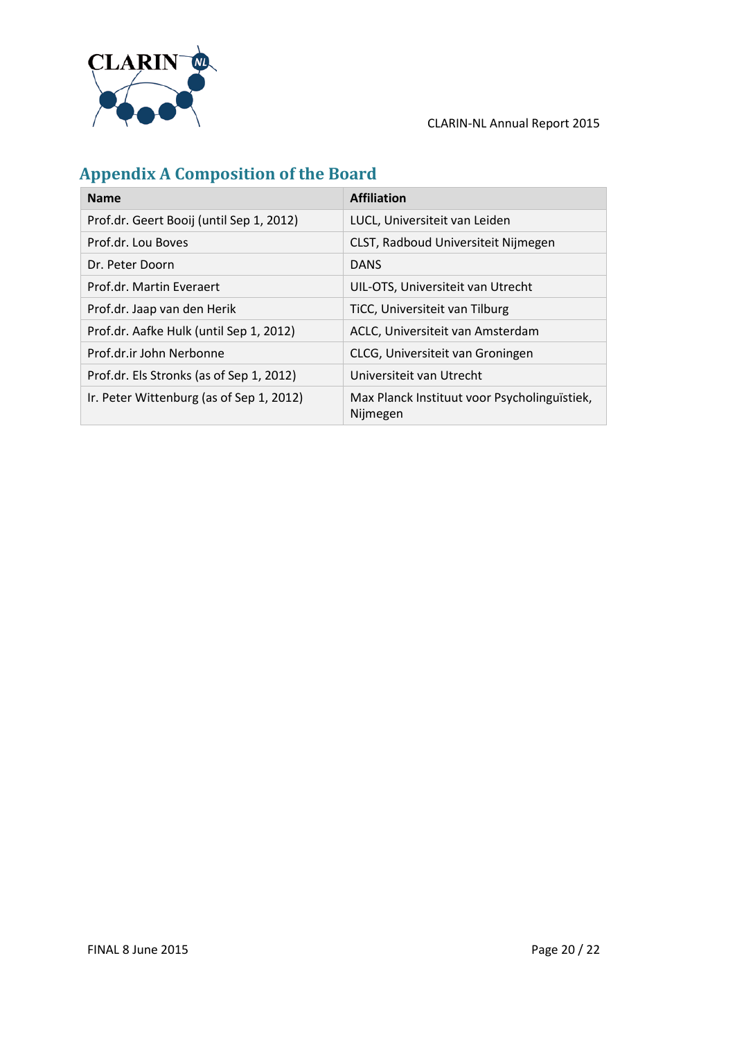## Appendix A Composition of the Board

| Name | Affiliation |
| --- | --- |
| Prof.dr. Geert Booij (until Sep 1, 2012) | LUCL, Universiteit van Leiden |
| Prof.dr. Lou Boves | CLST, Radboud Universiteit Nijmegen |
| Dr. Peter Doorn | DANS |
| Prof.dr. Martin Everaert | UIL-OTS, Universiteit van Utrecht |
| Prof.dr. Jaap van den Herik | TiCC, Universiteit van Tilburg |
| Prof.dr. Aafke Hulk (until Sep 1, 2012) | ACLC, Universiteit van Amsterdam |
| Prof.dr.ir John Nerbonne | CLCG, Universiteit van Groningen |
| Prof.dr. Els Stronks (as of Sep 1, 2012) | Universiteit van Utrecht |
| Ir. Peter Wittenburg (as of Sep 1, 2012) | Max Planck Instituut voor Psycholinguïstiek, Nijmegen |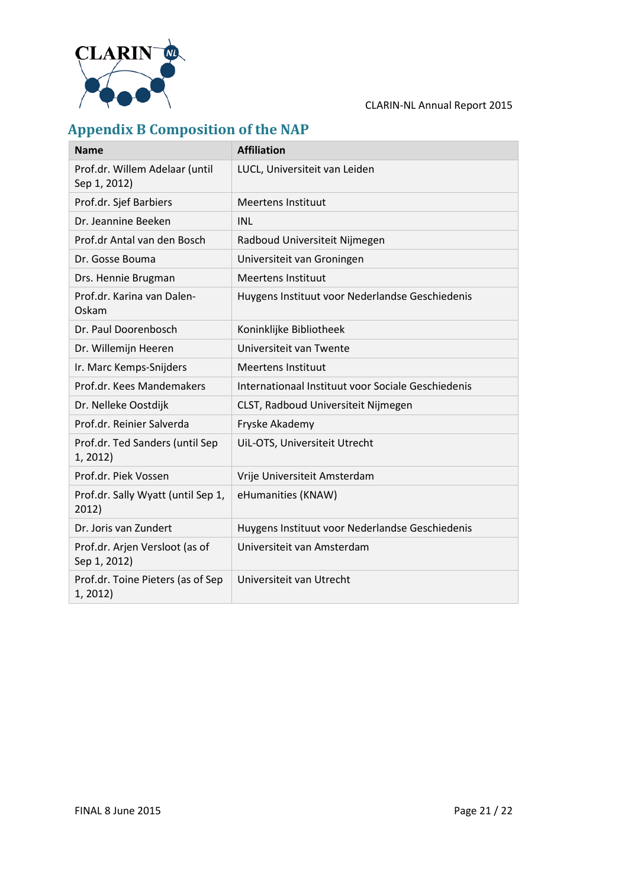# Appendix B Composition of the NAP

| Name | Affiliation |
|---|---|
| Prof.dr. Willem Adelaar (until Sep 1, 2012) | LUCL, Universiteit van Leiden |
| Prof.dr. Sjef Barbiers | Meertens Instituut |
| Dr. Jeannine Beeken | INL |
| Prof.dr Antal van den Bosch | Radboud Universiteit Nijmegen |
| Dr. Gosse Bouma | Universiteit van Groningen |
| Drs. Hennie Brugman | Meertens Instituut |
| Prof.dr. Karina van Dalen-Oskam | Huygens Instituut voor Nederlandse Geschiedenis |
| Dr. Paul Doorenbosch | Koninklijke Bibliotheek |
| Dr. Willemijn Heeren | Universiteit van Twente |
| Ir. Marc Kemps-Snijders | Meertens Instituut |
| Prof.dr. Kees Mandemakers | Internationaal Instituut voor Sociale Geschiedenis |
| Dr. Nelleke Oostdijk | CLST, Radboud Universiteit Nijmegen |
| Prof.dr. Reinier Salverda | Fryske Akademy |
| Prof.dr. Ted Sanders (until Sep 1, 2012) | UiL-OTS, Universiteit Utrecht |
| Prof.dr. Piek Vossen | Vrije Universiteit Amsterdam |
| Prof.dr. Sally Wyatt (until Sep 1, 2012) | eHumanities (KNAW) |
| Dr. Joris van Zundert | Huygens Instituut voor Nederlandse Geschiedenis |
| Prof.dr. Arjen Versloot (as of Sep 1, 2012) | Universiteit van Amsterdam |
| Prof.dr. Toine Pieters (as of Sep 1, 2012) | Universiteit van Utrecht |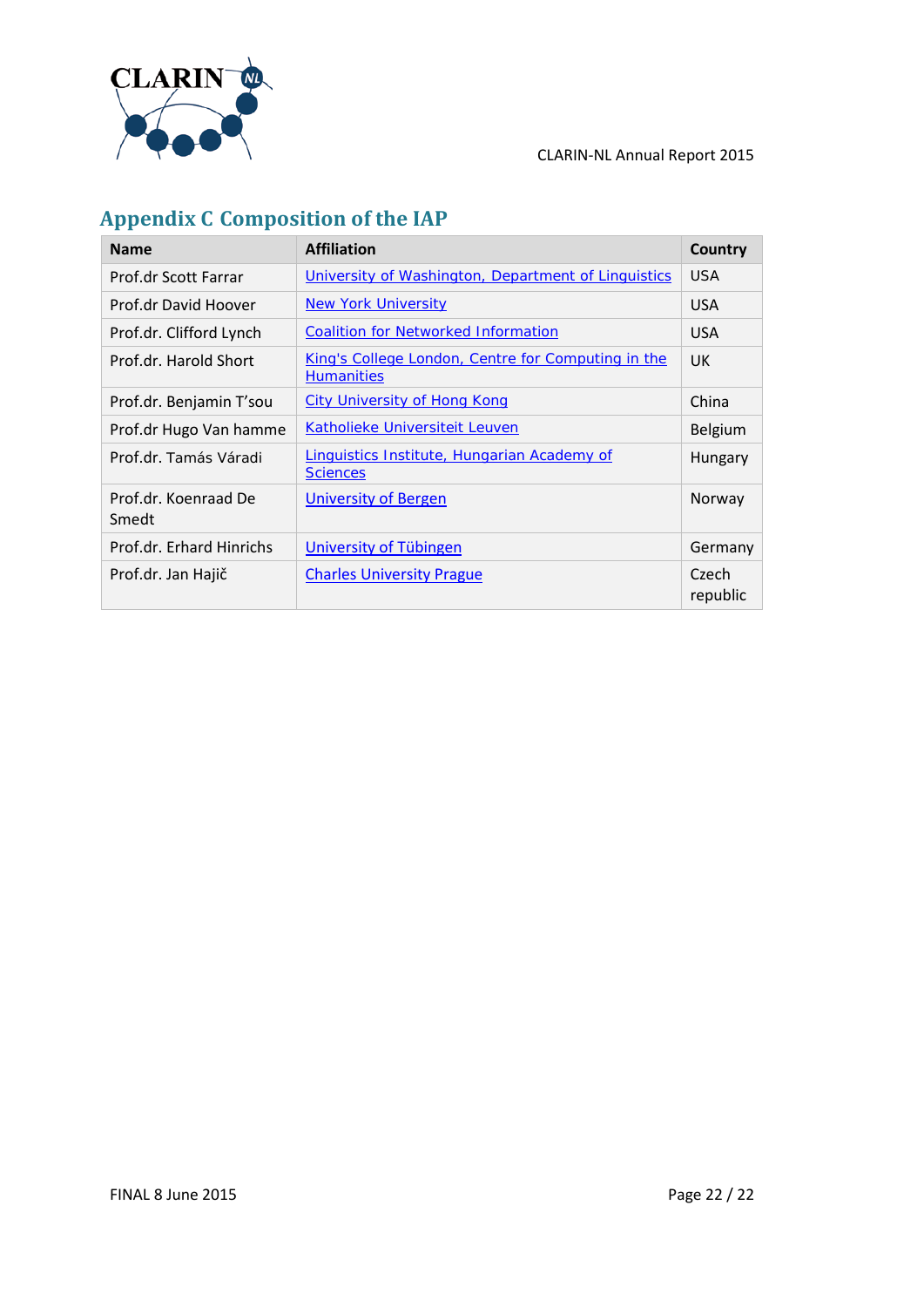# Appendix C Composition of the IAP

| Name | Affiliation | Country |
|---|---|---|
| Prof.dr Scott Farrar | University of Washington, Department of Linguistics | USA |
| Prof.dr David Hoover | New York University | USA |
| Prof.dr. Clifford Lynch | Coalition for Networked Information | USA |
| Prof.dr. Harold Short | King's College London, Centre for Computing in the Humanities | UK |
| Prof.dr. Benjamin T'sou | City University of Hong Kong | China |
| Prof.dr Hugo Van hamme | Katholieke Universiteit Leuven | Belgium |
| Prof.dr. Tamás Váradi | Linguistics Institute, Hungarian Academy of Sciences | Hungary |
| Prof.dr. Koenraad De Smedt | University of Bergen | Norway |
| Prof.dr. Erhard Hinrichs | University of Tübingen | Germany |
| Prof.dr. Jan Hajič | Charles University Prague | Czech republic |